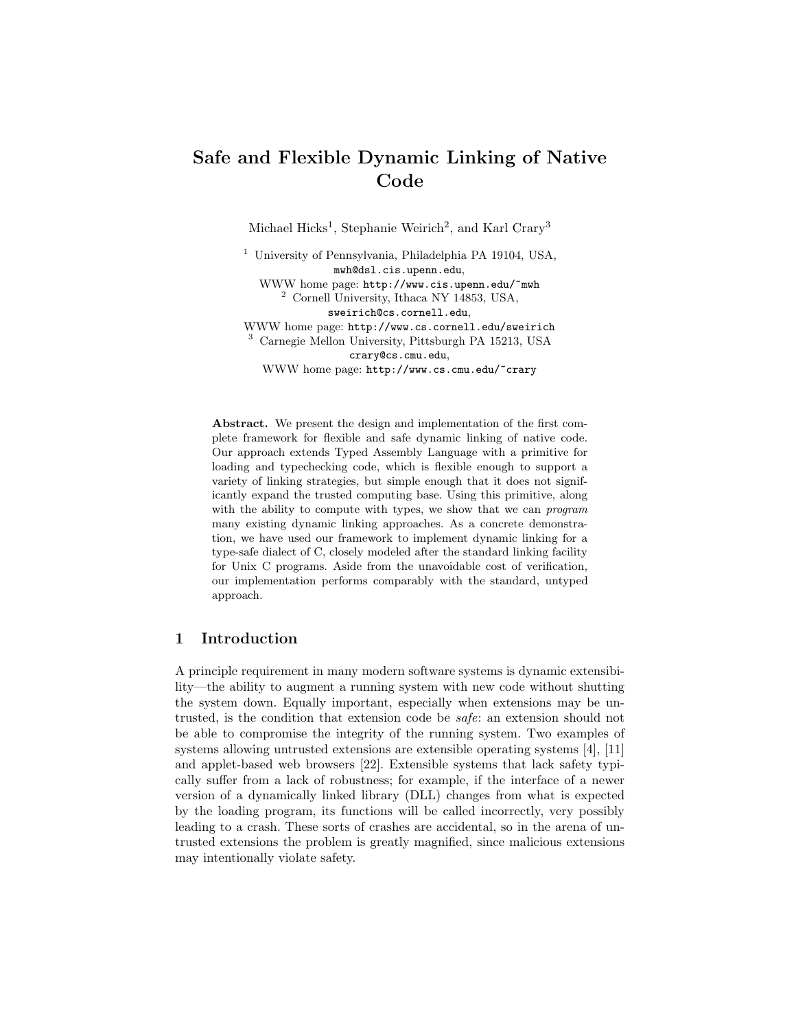# Safe and Flexible Dynamic Linking of Native Code

Michael Hicks[1], Stephanie Weirich[2], and Karl Crary[3]

[1] University of Pennsylvania, Philadelphia PA 19104, USA,
mwh@dsl.cis.upenn.edu,
WWW home page: http://www.cis.upenn.edu/~mwh

[2] Cornell University, Ithaca NY 14853, USA,
sweirich@cs.cornell.edu,
WWW home page: http://www.cs.cornell.edu/sweirich

[3] Carnegie Mellon University, Pittsburgh PA 15213, USA
crary@cs.cmu.edu,
WWW home page: http://www.cs.cmu.edu/~crary

**Abstract.** We present the design and implementation of the first complete framework for flexible and safe dynamic linking of native code. Our approach extends Typed Assembly Language with a primitive for loading and typechecking code, which is flexible enough to support a variety of linking strategies, but simple enough that it does not significantly expand the trusted computing base. Using this primitive, along with the ability to compute with types, we show that we can *program* many existing dynamic linking approaches. As a concrete demonstration, we have used our framework to implement dynamic linking for a type-safe dialect of C, closely modeled after the standard linking facility for Unix C programs. Aside from the unavoidable cost of verification, our implementation performs comparably with the standard, untyped approach.

## 1 Introduction

A principle requirement in many modern software systems is dynamic extensibility—the ability to augment a running system with new code without shutting the system down. Equally important, especially when extensions may be untrusted, is the condition that extension code be *safe*: an extension should not be able to compromise the integrity of the running system. Two examples of systems allowing untrusted extensions are extensible operating systems [4], [11] and applet-based web browsers [22]. Extensible systems that lack safety typically suffer from a lack of robustness; for example, if the interface of a newer version of a dynamically linked library (DLL) changes from what is expected by the loading program, its functions will be called incorrectly, very possibly leading to a crash. These sorts of crashes are accidental, so in the arena of untrusted extensions the problem is greatly magnified, since malicious extensions may intentionally violate safety.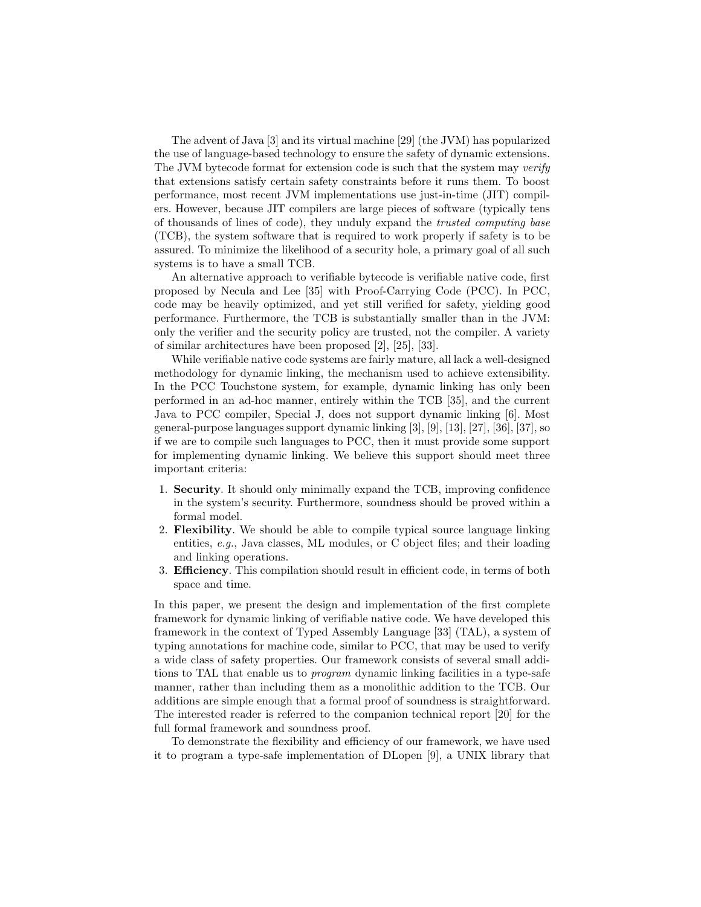The advent of Java [3] and its virtual machine [29] (the JVM) has popularized the use of language-based technology to ensure the safety of dynamic extensions. The JVM bytecode format for extension code is such that the system may *verify* that extensions satisfy certain safety constraints before it runs them. To boost performance, most recent JVM implementations use just-in-time (JIT) compilers. However, because JIT compilers are large pieces of software (typically tens of thousands of lines of code), they unduly expand the *trusted computing base* (TCB), the system software that is required to work properly if safety is to be assured. To minimize the likelihood of a security hole, a primary goal of all such systems is to have a small TCB.

An alternative approach to verifiable bytecode is verifiable native code, first proposed by Necula and Lee [35] with Proof-Carrying Code (PCC). In PCC, code may be heavily optimized, and yet still verified for safety, yielding good performance. Furthermore, the TCB is substantially smaller than in the JVM: only the verifier and the security policy are trusted, not the compiler. A variety of similar architectures have been proposed [2], [25], [33].

While verifiable native code systems are fairly mature, all lack a well-designed methodology for dynamic linking, the mechanism used to achieve extensibility. In the PCC Touchstone system, for example, dynamic linking has only been performed in an ad-hoc manner, entirely within the TCB [35], and the current Java to PCC compiler, Special J, does not support dynamic linking [6]. Most general-purpose languages support dynamic linking [3], [9], [13], [27], [36], [37], so if we are to compile such languages to PCC, then it must provide some support for implementing dynamic linking. We believe this support should meet three important criteria:

1. **Security**. It should only minimally expand the TCB, improving confidence in the system's security. Furthermore, soundness should be proved within a formal model.
2. **Flexibility**. We should be able to compile typical source language linking entities, *e.g.*, Java classes, ML modules, or C object files; and their loading and linking operations.
3. **Efficiency**. This compilation should result in efficient code, in terms of both space and time.

In this paper, we present the design and implementation of the first complete framework for dynamic linking of verifiable native code. We have developed this framework in the context of Typed Assembly Language [33] (TAL), a system of typing annotations for machine code, similar to PCC, that may be used to verify a wide class of safety properties. Our framework consists of several small additions to TAL that enable us to *program* dynamic linking facilities in a type-safe manner, rather than including them as a monolithic addition to the TCB. Our additions are simple enough that a formal proof of soundness is straightforward. The interested reader is referred to the companion technical report [20] for the full formal framework and soundness proof.

To demonstrate the flexibility and efficiency of our framework, we have used it to program a type-safe implementation of DLopen [9], a UNIX library that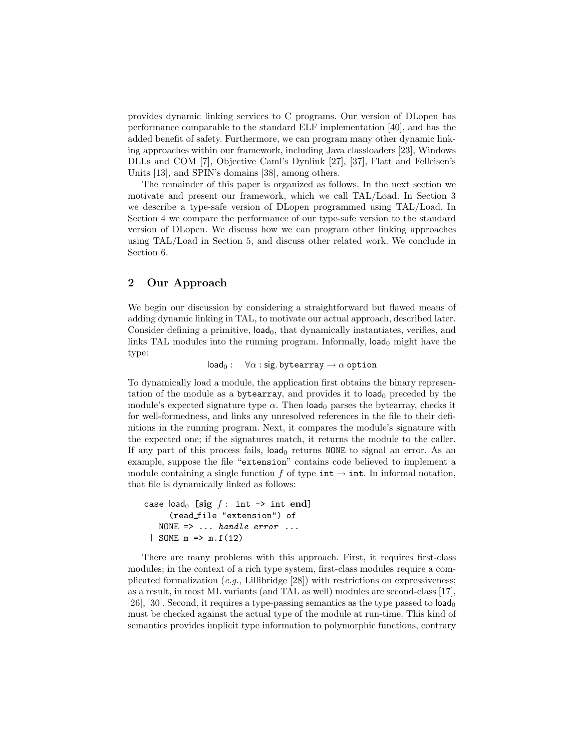provides dynamic linking services to C programs. Our version of DLopen has performance comparable to the standard ELF implementation [40], and has the added benefit of safety. Furthermore, we can program many other dynamic linking approaches within our framework, including Java classloaders [23], Windows DLLs and COM [7], Objective Caml's Dynlink [27], [37], Flatt and Felleisen's Units [13], and SPIN's domains [38], among others.

The remainder of this paper is organized as follows. In the next section we motivate and present our framework, which we call TAL/Load. In Section 3 we describe a type-safe version of DLopen programmed using TAL/Load. In Section 4 we compare the performance of our type-safe version to the standard version of DLopen. We discuss how we can program other linking approaches using TAL/Load in Section 5, and discuss other related work. We conclude in Section 6.

## 2 Our Approach

We begin our discussion by considering a straightforward but flawed means of adding dynamic linking in TAL, to motivate our actual approach, described later. Consider defining a primitive, $\mathsf{load}_0$, that dynamically instantiates, verifies, and links TAL modules into the running program. Informally, $\mathsf{load}_0$ might have the type:

$$\mathsf{load}_0 : \quad \forall \alpha : \mathsf{sig}.\, \mathtt{bytearray} \rightarrow \alpha\ \mathtt{option}$$

To dynamically load a module, the application first obtains the binary representation of the module as a `bytearray`, and provides it to $\mathsf{load}_0$ preceded by the module's expected signature type $\alpha$. Then $\mathsf{load}_0$ parses the bytearray, checks it for well-formedness, and links any unresolved references in the file to their definitions in the running program. Next, it compares the module's signature with the expected one; if the signatures match, it returns the module to the caller. If any part of this process fails, $\mathsf{load}_0$ returns `NONE` to signal an error. As an example, suppose the file "`extension`" contains code believed to implement a module containing a single function $f$ of type `int` $\rightarrow$ `int`. In informal notation, that file is dynamically linked as follows:

```
case load0 [sig f : int -> int end]
      (read_file "extension") of
    NONE => ... handle error ...
  | SOME m => m.f(12)
```

There are many problems with this approach. First, it requires first-class modules; in the context of a rich type system, first-class modules require a complicated formalization (*e.g.*, Lillibridge [28]) with restrictions on expressiveness; as a result, in most ML variants (and TAL as well) modules are second-class [17], [26], [30]. Second, it requires a type-passing semantics as the type passed to $\mathsf{load}_0$ must be checked against the actual type of the module at run-time. This kind of semantics provides implicit type information to polymorphic functions, contrary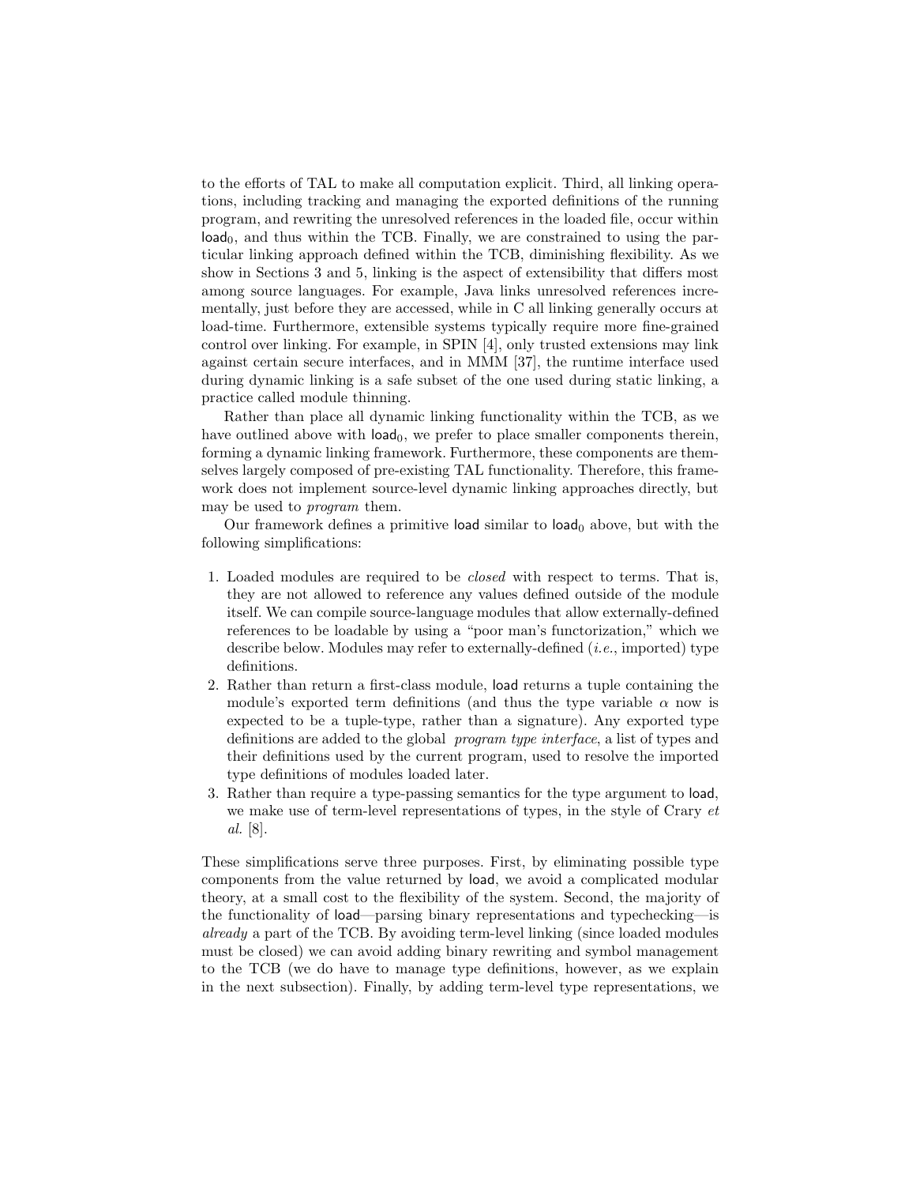to the efforts of TAL to make all computation explicit. Third, all linking operations, including tracking and managing the exported definitions of the running program, and rewriting the unresolved references in the loaded file, occur within $\mathsf{load}_0$, and thus within the TCB. Finally, we are constrained to using the particular linking approach defined within the TCB, diminishing flexibility. As we show in Sections 3 and 5, linking is the aspect of extensibility that differs most among source languages. For example, Java links unresolved references incrementally, just before they are accessed, while in C all linking generally occurs at load-time. Furthermore, extensible systems typically require more fine-grained control over linking. For example, in SPIN [4], only trusted extensions may link against certain secure interfaces, and in MMM [37], the runtime interface used during dynamic linking is a safe subset of the one used during static linking, a practice called module thinning.

Rather than place all dynamic linking functionality within the TCB, as we have outlined above with $\mathsf{load}_0$, we prefer to place smaller components therein, forming a dynamic linking framework. Furthermore, these components are themselves largely composed of pre-existing TAL functionality. Therefore, this framework does not implement source-level dynamic linking approaches directly, but may be used to *program* them.

Our framework defines a primitive load similar to $\mathsf{load}_0$ above, but with the following simplifications:

1. Loaded modules are required to be *closed* with respect to terms. That is, they are not allowed to reference any values defined outside of the module itself. We can compile source-language modules that allow externally-defined references to be loadable by using a "poor man's functorization," which we describe below. Modules may refer to externally-defined (*i.e.*, imported) type definitions.
2. Rather than return a first-class module, load returns a tuple containing the module's exported term definitions (and thus the type variable $\alpha$ now is expected to be a tuple-type, rather than a signature). Any exported type definitions are added to the global *program type interface*, a list of types and their definitions used by the current program, used to resolve the imported type definitions of modules loaded later.
3. Rather than require a type-passing semantics for the type argument to load, we make use of term-level representations of types, in the style of Crary *et al.* [8].

These simplifications serve three purposes. First, by eliminating possible type components from the value returned by load, we avoid a complicated modular theory, at a small cost to the flexibility of the system. Second, the majority of the functionality of load—parsing binary representations and typechecking—is *already* a part of the TCB. By avoiding term-level linking (since loaded modules must be closed) we can avoid adding binary rewriting and symbol management to the TCB (we do have to manage type definitions, however, as we explain in the next subsection). Finally, by adding term-level type representations, we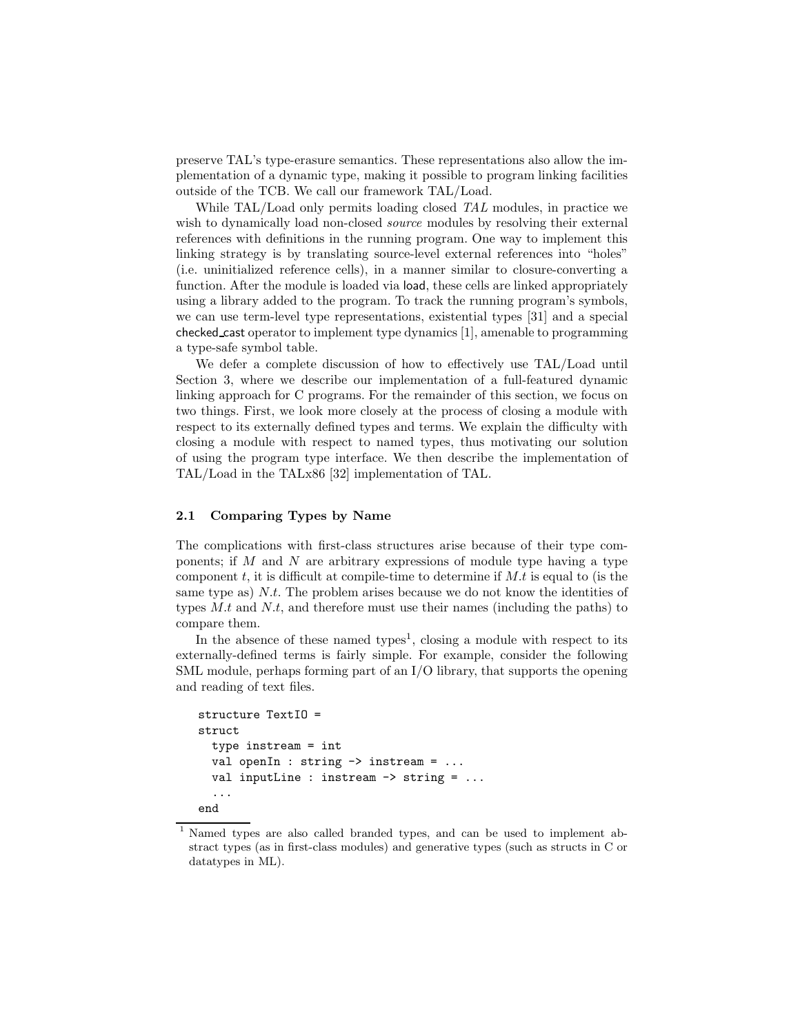preserve TAL's type-erasure semantics. These representations also allow the implementation of a dynamic type, making it possible to program linking facilities outside of the TCB. We call our framework TAL/Load.

While TAL/Load only permits loading closed *TAL* modules, in practice we wish to dynamically load non-closed *source* modules by resolving their external references with definitions in the running program. One way to implement this linking strategy is by translating source-level external references into "holes" (i.e. uninitialized reference cells), in a manner similar to closure-converting a function. After the module is loaded via load, these cells are linked appropriately using a library added to the program. To track the running program's symbols, we can use term-level type representations, existential types [31] and a special checked_cast operator to implement type dynamics [1], amenable to programming a type-safe symbol table.

We defer a complete discussion of how to effectively use TAL/Load until Section 3, where we describe our implementation of a full-featured dynamic linking approach for C programs. For the remainder of this section, we focus on two things. First, we look more closely at the process of closing a module with respect to its externally defined types and terms. We explain the difficulty with closing a module with respect to named types, thus motivating our solution of using the program type interface. We then describe the implementation of TAL/Load in the TALx86 [32] implementation of TAL.

### 2.1 Comparing Types by Name

The complications with first-class structures arise because of their type components; if $M$ and $N$ are arbitrary expressions of module type having a type component $t$, it is difficult at compile-time to determine if $M.t$ is equal to (is the same type as) $N.t$. The problem arises because we do not know the identities of types $M.t$ and $N.t$, and therefore must use their names (including the paths) to compare them.

In the absence of these named types[1], closing a module with respect to its externally-defined terms is fairly simple. For example, consider the following SML module, perhaps forming part of an I/O library, that supports the opening and reading of text files.

```
structure TextIO =
struct
  type instream = int
  val openIn : string -> instream = ...
  val inputLine : instream -> string = ...
  ...
end
```

[1] Named types are also called branded types, and can be used to implement abstract types (as in first-class modules) and generative types (such as structs in C or datatypes in ML).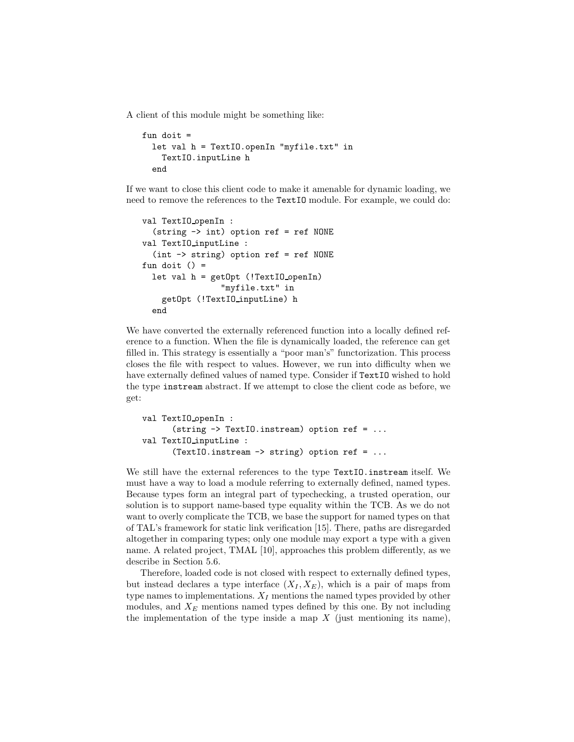A client of this module might be something like:

```
fun doit =
  let val h = TextIO.openIn "myfile.txt" in
    TextIO.inputLine h
  end
```

If we want to close this client code to make it amenable for dynamic loading, we need to remove the references to the TextIO module. For example, we could do:

```
val TextIO_openIn :
  (string -> int) option ref = ref NONE
val TextIO_inputLine :
  (int -> string) option ref = ref NONE
fun doit () =
  let val h = getOpt (!TextIO_openIn)
                "myfile.txt" in
    getOpt (!TextIO_inputLine) h
  end
```

We have converted the externally referenced function into a locally defined reference to a function. When the file is dynamically loaded, the reference can get filled in. This strategy is essentially a "poor man's" functorization. This process closes the file with respect to values. However, we run into difficulty when we have externally defined values of named type. Consider if TextIO wished to hold the type instream abstract. If we attempt to close the client code as before, we get:

```
val TextIO_openIn :
      (string -> TextIO.instream) option ref = ...
val TextIO_inputLine :
      (TextIO.instream -> string) option ref = ...
```

We still have the external references to the type TextIO.instream itself. We must have a way to load a module referring to externally defined, named types. Because types form an integral part of typechecking, a trusted operation, our solution is to support name-based type equality within the TCB. As we do not want to overly complicate the TCB, we base the support for named types on that of TAL's framework for static link verification [15]. There, paths are disregarded altogether in comparing types; only one module may export a type with a given name. A related project, TMAL [10], approaches this problem differently, as we describe in Section 5.6.

Therefore, loaded code is not closed with respect to externally defined types, but instead declares a type interface $(X_I, X_E)$, which is a pair of maps from type names to implementations. $X_I$ mentions the named types provided by other modules, and $X_E$ mentions named types defined by this one. By not including the implementation of the type inside a map $X$ (just mentioning its name),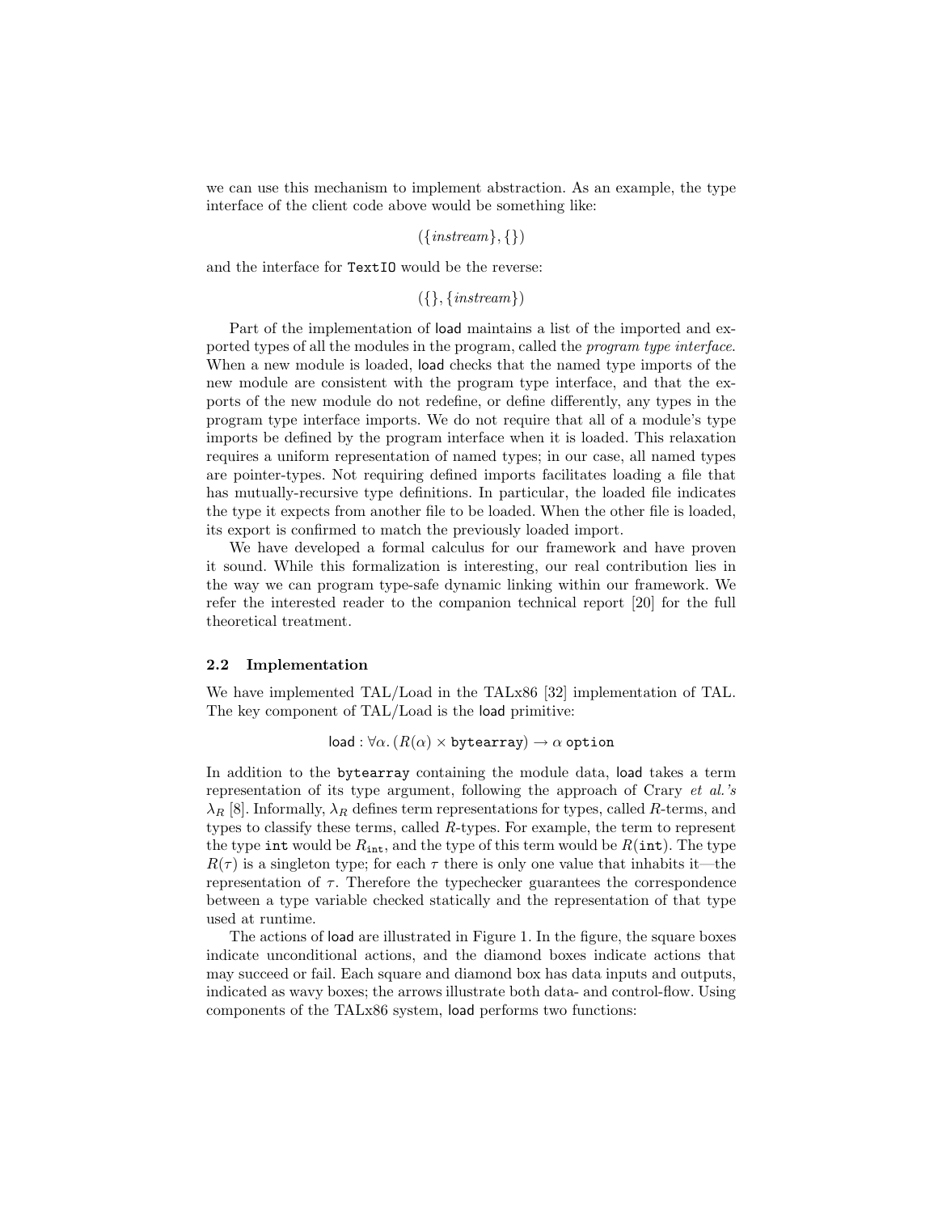we can use this mechanism to implement abstraction. As an example, the type interface of the client code above would be something like:

$$(\{instream\}, \{\})$$

and the interface for `TextIO` would be the reverse:

$$(\{\}, \{instream\})$$

Part of the implementation of load maintains a list of the imported and exported types of all the modules in the program, called the *program type interface*. When a new module is loaded, load checks that the named type imports of the new module are consistent with the program type interface, and that the exports of the new module do not redefine, or define differently, any types in the program type interface imports. We do not require that all of a module's type imports be defined by the program interface when it is loaded. This relaxation requires a uniform representation of named types; in our case, all named types are pointer-types. Not requiring defined imports facilitates loading a file that has mutually-recursive type definitions. In particular, the loaded file indicates the type it expects from another file to be loaded. When the other file is loaded, its export is confirmed to match the previously loaded import.

We have developed a formal calculus for our framework and have proven it sound. While this formalization is interesting, our real contribution lies in the way we can program type-safe dynamic linking within our framework. We refer the interested reader to the companion technical report [20] for the full theoretical treatment.

### 2.2 Implementation

We have implemented TAL/Load in the TALx86 [32] implementation of TAL. The key component of TAL/Load is the load primitive:

$$\mathsf{load} : \forall\alpha.\, (R(\alpha) \times \texttt{bytearray}) \rightarrow \alpha\ \texttt{option}$$

In addition to the `bytearray` containing the module data, load takes a term representation of its type argument, following the approach of Crary *et al.'s* $\lambda_R$ [8]. Informally, $\lambda_R$ defines term representations for types, called $R$-terms, and types to classify these terms, called $R$-types. For example, the term to represent the type `int` would be $R_{\texttt{int}}$, and the type of this term would be $R(\texttt{int})$. The type $R(\tau)$ is a singleton type; for each $\tau$ there is only one value that inhabits it—the representation of $\tau$. Therefore the typechecker guarantees the correspondence between a type variable checked statically and the representation of that type used at runtime.

The actions of load are illustrated in Figure 1. In the figure, the square boxes indicate unconditional actions, and the diamond boxes indicate actions that may succeed or fail. Each square and diamond box has data inputs and outputs, indicated as wavy boxes; the arrows illustrate both data- and control-flow. Using components of the TALx86 system, load performs two functions: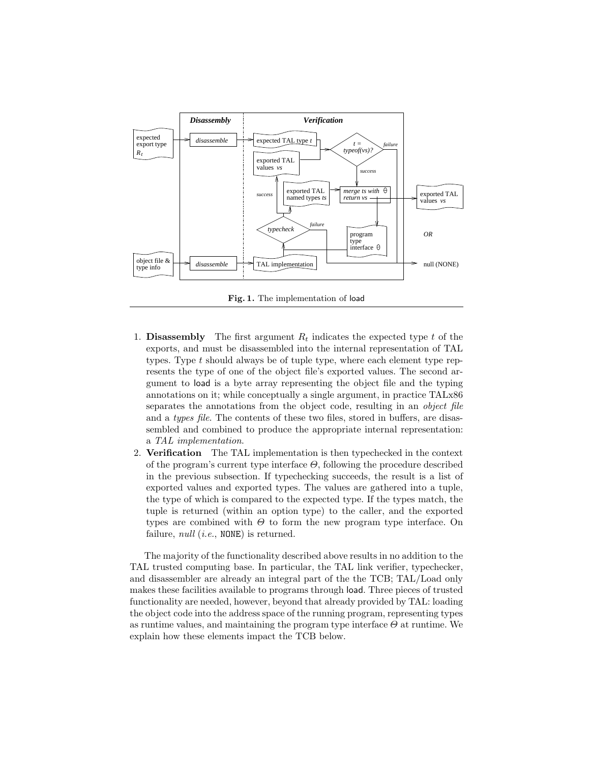**Fig. 1.** The implementation of load

1. **Disassembly** The first argument $R_t$ indicates the expected type $t$ of the exports, and must be disassembled into the internal representation of TAL types. Type $t$ should always be of tuple type, where each element type represents the type of one of the object file's exported values. The second argument to load is a byte array representing the object file and the typing annotations on it; while conceptually a single argument, in practice TALx86 separates the annotations from the object code, resulting in an *object file* and a *types file*. The contents of these two files, stored in buffers, are disassembled and combined to produce the appropriate internal representation: a *TAL implementation*.
2. **Verification** The TAL implementation is then typechecked in the context of the program's current type interface $\Theta$, following the procedure described in the previous subsection. If typechecking succeeds, the result is a list of exported values and exported types. The values are gathered into a tuple, the type of which is compared to the expected type. If the types match, the tuple is returned (within an option type) to the caller, and the exported types are combined with $\Theta$ to form the new program type interface. On failure, *null* (*i.e.*, NONE) is returned.

The majority of the functionality described above results in no addition to the TAL trusted computing base. In particular, the TAL link verifier, typechecker, and disassembler are already an integral part of the the TCB; TAL/Load only makes these facilities available to programs through load. Three pieces of trusted functionality are needed, however, beyond that already provided by TAL: loading the object code into the address space of the running program, representing types as runtime values, and maintaining the program type interface $\Theta$ at runtime. We explain how these elements impact the TCB below.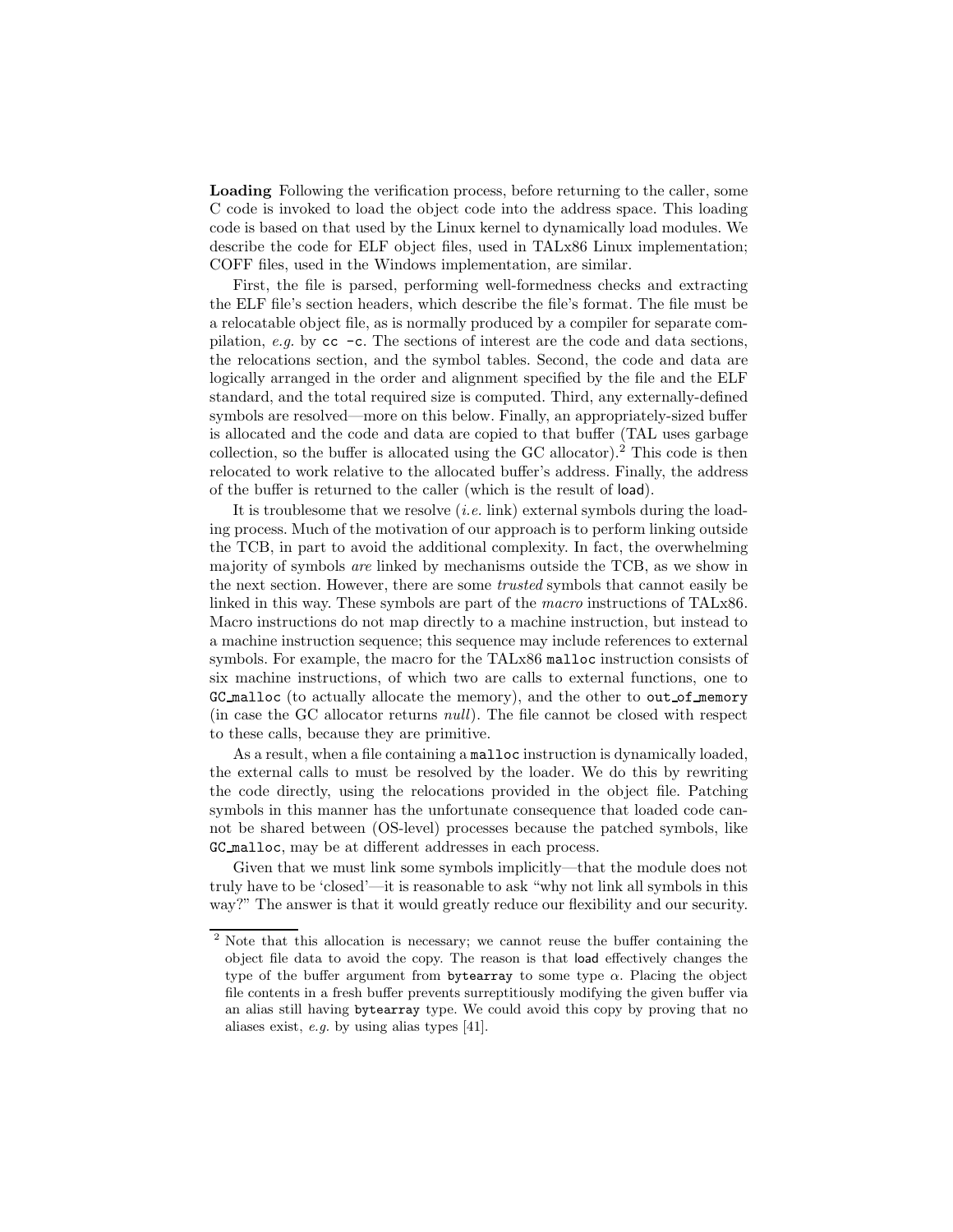**Loading** Following the verification process, before returning to the caller, some C code is invoked to load the object code into the address space. This loading code is based on that used by the Linux kernel to dynamically load modules. We describe the code for ELF object files, used in TALx86 Linux implementation; COFF files, used in the Windows implementation, are similar.

First, the file is parsed, performing well-formedness checks and extracting the ELF file's section headers, which describe the file's format. The file must be a relocatable object file, as is normally produced by a compiler for separate compilation, *e.g.* by `cc -c`. The sections of interest are the code and data sections, the relocations section, and the symbol tables. Second, the code and data are logically arranged in the order and alignment specified by the file and the ELF standard, and the total required size is computed. Third, any externally-defined symbols are resolved—more on this below. Finally, an appropriately-sized buffer is allocated and the code and data are copied to that buffer (TAL uses garbage collection, so the buffer is allocated using the GC allocator).[2] This code is then relocated to work relative to the allocated buffer's address. Finally, the address of the buffer is returned to the caller (which is the result of load).

It is troublesome that we resolve (*i.e.* link) external symbols during the loading process. Much of the motivation of our approach is to perform linking outside the TCB, in part to avoid the additional complexity. In fact, the overwhelming majority of symbols *are* linked by mechanisms outside the TCB, as we show in the next section. However, there are some *trusted* symbols that cannot easily be linked in this way. These symbols are part of the *macro* instructions of TALx86. Macro instructions do not map directly to a machine instruction, but instead to a machine instruction sequence; this sequence may include references to external symbols. For example, the macro for the TALx86 `malloc` instruction consists of six machine instructions, of which two are calls to external functions, one to `GC_malloc` (to actually allocate the memory), and the other to `out_of_memory` (in case the GC allocator returns *null*). The file cannot be closed with respect to these calls, because they are primitive.

As a result, when a file containing a `malloc` instruction is dynamically loaded, the external calls to must be resolved by the loader. We do this by rewriting the code directly, using the relocations provided in the object file. Patching symbols in this manner has the unfortunate consequence that loaded code cannot be shared between (OS-level) processes because the patched symbols, like `GC_malloc`, may be at different addresses in each process.

Given that we must link some symbols implicitly—that the module does not truly have to be 'closed'—it is reasonable to ask "why not link all symbols in this way?" The answer is that it would greatly reduce our flexibility and our security.

---

[2] Note that this allocation is necessary; we cannot reuse the buffer containing the object file data to avoid the copy. The reason is that load effectively changes the type of the buffer argument from `bytearray` to some type $\alpha$. Placing the object file contents in a fresh buffer prevents surreptitiously modifying the given buffer via an alias still having `bytearray` type. We could avoid this copy by proving that no aliases exist, *e.g.* by using alias types [41].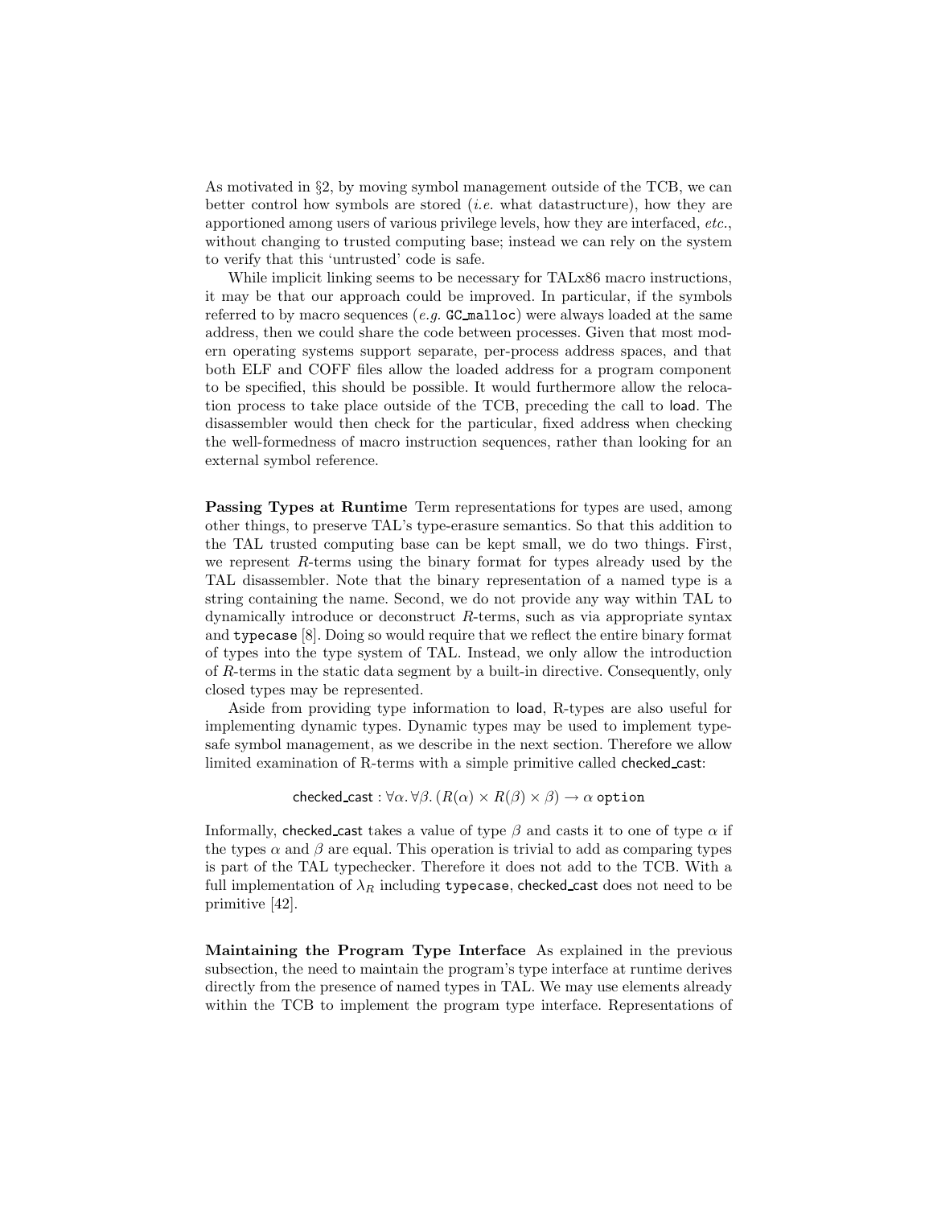As motivated in §2, by moving symbol management outside of the TCB, we can better control how symbols are stored (*i.e.* what datastructure), how they are apportioned among users of various privilege levels, how they are interfaced, *etc.*, without changing to trusted computing base; instead we can rely on the system to verify that this 'untrusted' code is safe.

While implicit linking seems to be necessary for TALx86 macro instructions, it may be that our approach could be improved. In particular, if the symbols referred to by macro sequences (*e.g.* `GC_malloc`) were always loaded at the same address, then we could share the code between processes. Given that most modern operating systems support separate, per-process address spaces, and that both ELF and COFF files allow the loaded address for a program component to be specified, this should be possible. It would furthermore allow the relocation process to take place outside of the TCB, preceding the call to load. The disassembler would then check for the particular, fixed address when checking the well-formedness of macro instruction sequences, rather than looking for an external symbol reference.

**Passing Types at Runtime** Term representations for types are used, among other things, to preserve TAL's type-erasure semantics. So that this addition to the TAL trusted computing base can be kept small, we do two things. First, we represent $R$-terms using the binary format for types already used by the TAL disassembler. Note that the binary representation of a named type is a string containing the name. Second, we do not provide any way within TAL to dynamically introduce or deconstruct $R$-terms, such as via appropriate syntax and `typecase` [8]. Doing so would require that we reflect the entire binary format of types into the type system of TAL. Instead, we only allow the introduction of $R$-terms in the static data segment by a built-in directive. Consequently, only closed types may be represented.

Aside from providing type information to load, R-types are also useful for implementing dynamic types. Dynamic types may be used to implement type-safe symbol management, as we describe in the next section. Therefore we allow limited examination of R-terms with a simple primitive called checked_cast:

$$\mathsf{checked\_cast} : \forall\alpha.\,\forall\beta.\,(R(\alpha) \times R(\beta) \times \beta) \rightarrow \alpha\ \texttt{option}$$

Informally, checked_cast takes a value of type $\beta$ and casts it to one of type $\alpha$ if the types $\alpha$ and $\beta$ are equal. This operation is trivial to add as comparing types is part of the TAL typechecker. Therefore it does not add to the TCB. With a full implementation of $\lambda_R$ including `typecase`, checked_cast does not need to be primitive [42].

**Maintaining the Program Type Interface** As explained in the previous subsection, the need to maintain the program's type interface at runtime derives directly from the presence of named types in TAL. We may use elements already within the TCB to implement the program type interface. Representations of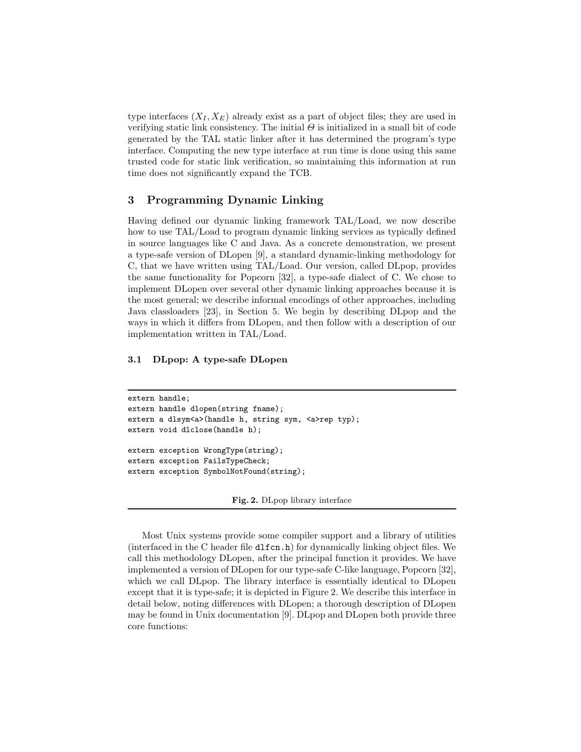type interfaces $(X_I, X_E)$ already exist as a part of object files; they are used in verifying static link consistency. The initial $\Theta$ is initialized in a small bit of code generated by the TAL static linker after it has determined the program's type interface. Computing the new type interface at run time is done using this same trusted code for static link verification, so maintaining this information at run time does not significantly expand the TCB.

## 3 Programming Dynamic Linking

Having defined our dynamic linking framework TAL/Load, we now describe how to use TAL/Load to program dynamic linking services as typically defined in source languages like C and Java. As a concrete demonstration, we present a type-safe version of DLopen [9], a standard dynamic-linking methodology for C, that we have written using TAL/Load. Our version, called DLpop, provides the same functionality for Popcorn [32], a type-safe dialect of C. We chose to implement DLopen over several other dynamic linking approaches because it is the most general; we describe informal encodings of other approaches, including Java classloaders [23], in Section 5. We begin by describing DLpop and the ways in which it differs from DLopen, and then follow with a description of our implementation written in TAL/Load.

### 3.1 DLpop: A type-safe DLopen

```
extern handle;
extern handle dlopen(string fname);
extern a dlsym<a>(handle h, string sym, <a>rep typ);
extern void dlclose(handle h);

extern exception WrongType(string);
extern exception FailsTypeCheck;
extern exception SymbolNotFound(string);
```

**Fig. 2.** DLpop library interface

Most Unix systems provide some compiler support and a library of utilities (interfaced in the C header file `dlfcn.h`) for dynamically linking object files. We call this methodology DLopen, after the principal function it provides. We have implemented a version of DLopen for our type-safe C-like language, Popcorn [32], which we call DLpop. The library interface is essentially identical to DLopen except that it is type-safe; it is depicted in Figure 2. We describe this interface in detail below, noting differences with DLopen; a thorough description of DLopen may be found in Unix documentation [9]. DLpop and DLopen both provide three core functions: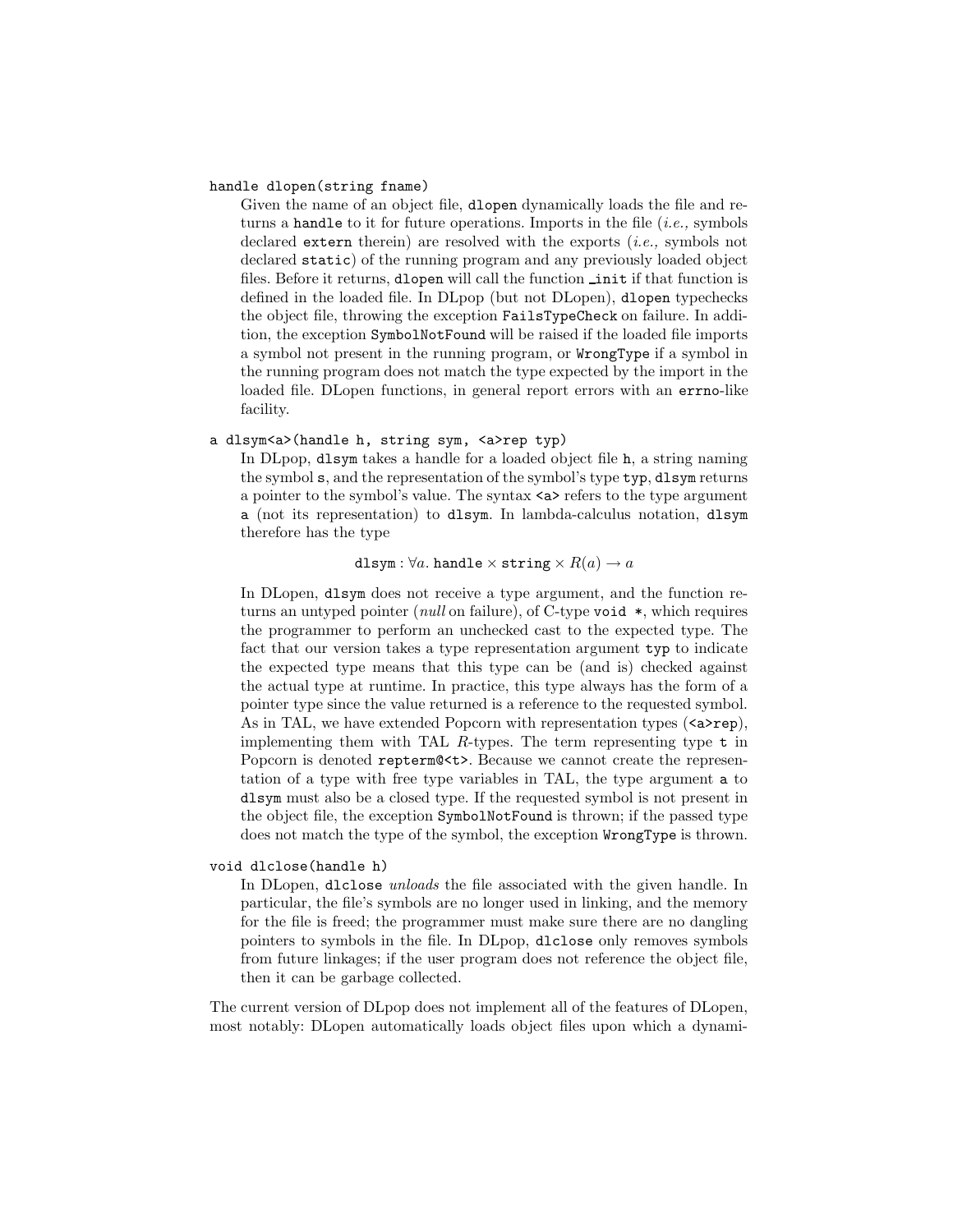`handle dlopen(string fname)`

Given the name of an object file, `dlopen` dynamically loads the file and returns a `handle` to it for future operations. Imports in the file (*i.e.,* symbols declared `extern` therein) are resolved with the exports (*i.e.,* symbols not declared `static`) of the running program and any previously loaded object files. Before it returns, `dlopen` will call the function `_init` if that function is defined in the loaded file. In DLpop (but not DLopen), `dlopen` typechecks the object file, throwing the exception `FailsTypeCheck` on failure. In addition, the exception `SymbolNotFound` will be raised if the loaded file imports a symbol not present in the running program, or `WrongType` if a symbol in the running program does not match the type expected by the import in the loaded file. DLopen functions, in general report errors with an `errno`-like facility.

`a dlsym<a>(handle h, string sym, <a>rep typ)`

In DLpop, `dlsym` takes a handle for a loaded object file `h`, a string naming the symbol `s`, and the representation of the symbol's type `typ`, `dlsym` returns a pointer to the symbol's value. The syntax `<a>` refers to the type argument `a` (not its representation) to `dlsym`. In lambda-calculus notation, `dlsym` therefore has the type

$$\texttt{dlsym} : \forall a.\ \texttt{handle} \times \texttt{string} \times R(a) \rightarrow a$$

In DLopen, `dlsym` does not receive a type argument, and the function returns an untyped pointer (*null* on failure), of C-type `void *`, which requires the programmer to perform an unchecked cast to the expected type. The fact that our version takes a type representation argument `typ` to indicate the expected type means that this type can be (and is) checked against the actual type at runtime. In practice, this type always has the form of a pointer type since the value returned is a reference to the requested symbol. As in TAL, we have extended Popcorn with representation types (`<a>rep`), implementing them with TAL $R$-types. The term representing type `t` in Popcorn is denoted `repterm@<t>`. Because we cannot create the representation of a type with free type variables in TAL, the type argument `a` to `dlsym` must also be a closed type. If the requested symbol is not present in the object file, the exception `SymbolNotFound` is thrown; if the passed type does not match the type of the symbol, the exception `WrongType` is thrown.

`void dlclose(handle h)`

In DLopen, `dlclose` *unloads* the file associated with the given handle. In particular, the file's symbols are no longer used in linking, and the memory for the file is freed; the programmer must make sure there are no dangling pointers to symbols in the file. In DLpop, `dlclose` only removes symbols from future linkages; if the user program does not reference the object file, then it can be garbage collected.

The current version of DLpop does not implement all of the features of DLopen, most notably: DLopen automatically loads object files upon which a dynami-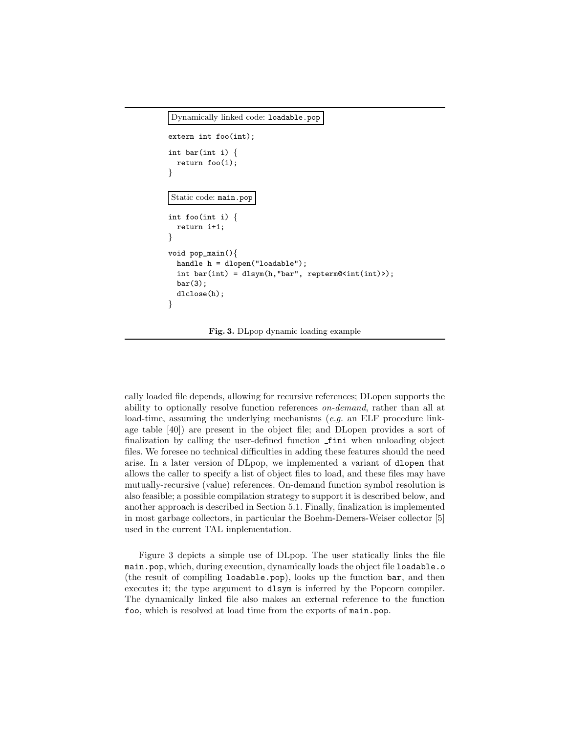Dynamically linked code: `loadable.pop`

```
extern int foo(int);

int bar(int i) {
  return foo(i);
}
```

Static code: `main.pop`

```
int foo(int i) {
  return i+1;
}

void pop_main(){
  handle h = dlopen("loadable");
  int bar(int) = dlsym(h,"bar", repterm@<int(int)>);
  bar(3);
  dlclose(h);
}
```

**Fig. 3.** DLpop dynamic loading example

cally loaded file depends, allowing for recursive references; DLopen supports the ability to optionally resolve function references *on-demand*, rather than all at load-time, assuming the underlying mechanisms (*e.g.* an ELF procedure linkage table [40]) are present in the object file; and DLopen provides a sort of finalization by calling the user-defined function `_fini` when unloading object files. We foresee no technical difficulties in adding these features should the need arise. In a later version of DLpop, we implemented a variant of `dlopen` that allows the caller to specify a list of object files to load, and these files may have mutually-recursive (value) references. On-demand function symbol resolution is also feasible; a possible compilation strategy to support it is described below, and another approach is described in Section 5.1. Finally, finalization is implemented in most garbage collectors, in particular the Boehm-Demers-Weiser collector [5] used in the current TAL implementation.

Figure 3 depicts a simple use of DLpop. The user statically links the file `main.pop`, which, during execution, dynamically loads the object file `loadable.o` (the result of compiling `loadable.pop`), looks up the function `bar`, and then executes it; the type argument to `dlsym` is inferred by the Popcorn compiler. The dynamically linked file also makes an external reference to the function `foo`, which is resolved at load time from the exports of `main.pop`.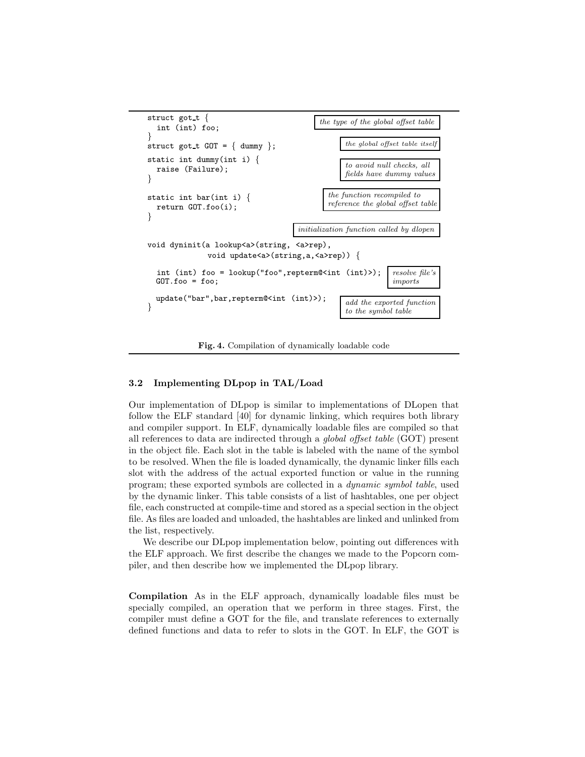```
struct got_t {
  int (int) foo;
}
struct got_t GOT = { dummy };

static int dummy(int i) {
  raise (Failure);
}

static int bar(int i) {
  return GOT.foo(i);
}

void dyninit(a lookup<a>(string, <a>rep),
             void update<a>(string,a,<a>rep)) {

  int (int) foo = lookup("foo",repterm@<int (int)>);
  GOT.foo = foo;

  update("bar",bar,repterm@<int (int)>);
}
```

*the type of the global offset table*

*the global offset table itself*

*to avoid null checks, all fields have dummy values*

*the function recompiled to reference the global offset table*

*initialization function called by dlopen*

*resolve file's imports*

*add the exported function to the symbol table*

**Fig. 4.** Compilation of dynamically loadable code

### 3.2 Implementing DLpop in TAL/Load

Our implementation of DLpop is similar to implementations of DLopen that follow the ELF standard [40] for dynamic linking, which requires both library and compiler support. In ELF, dynamically loadable files are compiled so that all references to data are indirected through a *global offset table* (GOT) present in the object file. Each slot in the table is labeled with the name of the symbol to be resolved. When the file is loaded dynamically, the dynamic linker fills each slot with the address of the actual exported function or value in the running program; these exported symbols are collected in a *dynamic symbol table*, used by the dynamic linker. This table consists of a list of hashtables, one per object file, each constructed at compile-time and stored as a special section in the object file. As files are loaded and unloaded, the hashtables are linked and unlinked from the list, respectively.

We describe our DLpop implementation below, pointing out differences with the ELF approach. We first describe the changes we made to the Popcorn compiler, and then describe how we implemented the DLpop library.

**Compilation** As in the ELF approach, dynamically loadable files must be specially compiled, an operation that we perform in three stages. First, the compiler must define a GOT for the file, and translate references to externally defined functions and data to refer to slots in the GOT. In ELF, the GOT is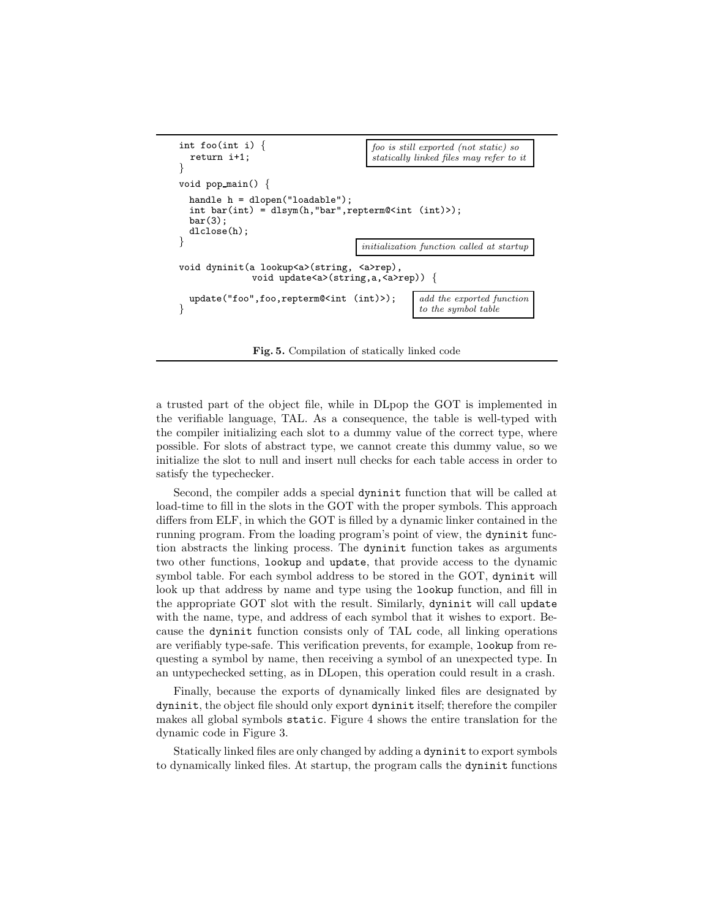```
int foo(int i) {
  return i+1;
}

void pop_main() {
  handle h = dlopen("loadable");
  int bar(int) = dlsym(h,"bar",repterm@<int (int)>);
  bar(3);
  dlclose(h);
}

void dyninit(a lookup<a>(string, <a>rep),
             void update<a>(string,a,<a>rep)) {
  update("foo",foo,repterm@<int (int)>);
}
```

*foo is still exported (not static) so statically linked files may refer to it*

*initialization function called at startup*

*add the exported function to the symbol table*

**Fig. 5.** Compilation of statically linked code

a trusted part of the object file, while in DLpop the GOT is implemented in the verifiable language, TAL. As a consequence, the table is well-typed with the compiler initializing each slot to a dummy value of the correct type, where possible. For slots of abstract type, we cannot create this dummy value, so we initialize the slot to null and insert null checks for each table access in order to satisfy the typechecker.

Second, the compiler adds a special `dyninit` function that will be called at load-time to fill in the slots in the GOT with the proper symbols. This approach differs from ELF, in which the GOT is filled by a dynamic linker contained in the running program. From the loading program's point of view, the `dyninit` function abstracts the linking process. The `dyninit` function takes as arguments two other functions, `lookup` and `update`, that provide access to the dynamic symbol table. For each symbol address to be stored in the GOT, `dyninit` will look up that address by name and type using the `lookup` function, and fill in the appropriate GOT slot with the result. Similarly, `dyninit` will call `update` with the name, type, and address of each symbol that it wishes to export. Because the `dyninit` function consists only of TAL code, all linking operations are verifiably type-safe. This verification prevents, for example, `lookup` from requesting a symbol by name, then receiving a symbol of an unexpected type. In an untypechecked setting, as in DLopen, this operation could result in a crash.

Finally, because the exports of dynamically linked files are designated by `dyninit`, the object file should only export `dyninit` itself; therefore the compiler makes all global symbols `static`. Figure 4 shows the entire translation for the dynamic code in Figure 3.

Statically linked files are only changed by adding a `dyninit` to export symbols to dynamically linked files. At startup, the program calls the `dyninit` functions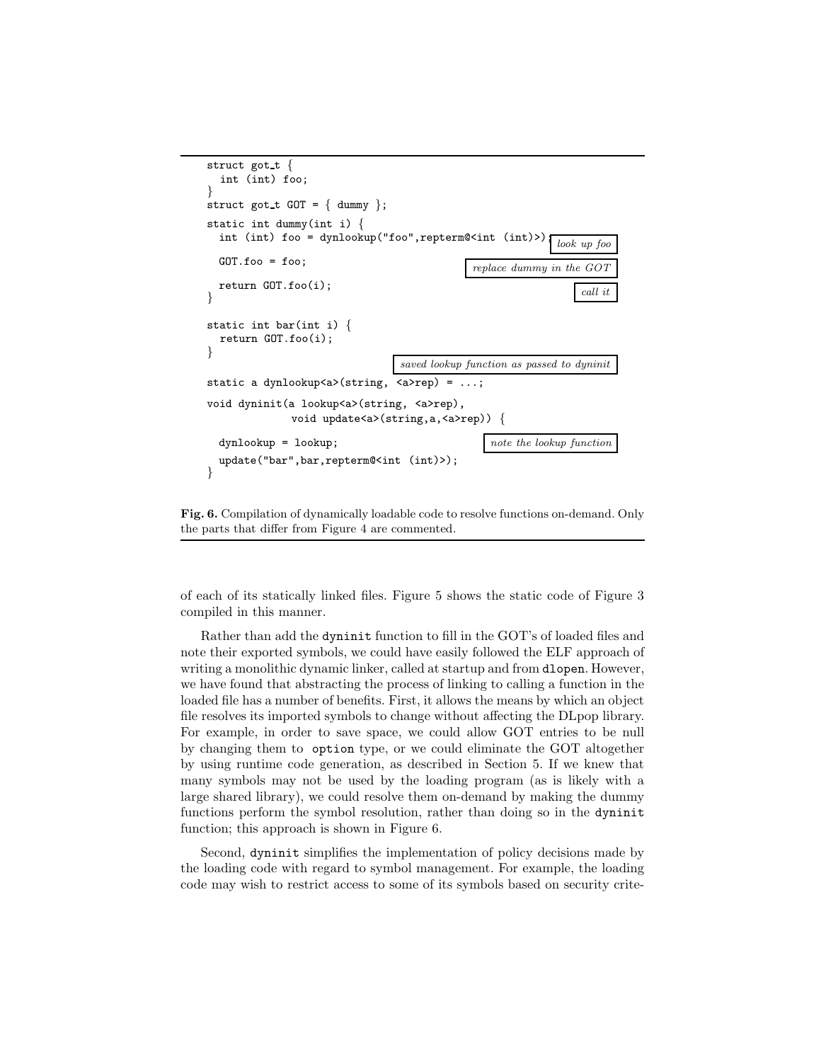```
struct got_t {
  int (int) foo;
}
struct got_t GOT = { dummy };

static int dummy(int i) {
  int (int) foo = dynlookup("foo",repterm@<int (int)>);   look up foo
  GOT.foo = foo;                                          replace dummy in the GOT
  return GOT.foo(i);                                      call it
}

static int bar(int i) {
  return GOT.foo(i);
}
                                       saved lookup function as passed to dyninit
static a dynlookup<a>(string, <a>rep) = ...;

void dyninit(a lookup<a>(string, <a>rep),
             void update<a>(string,a,<a>rep)) {

  dynlookup = lookup;                                     note the lookup function
  update("bar",bar,repterm@<int (int)>);
}
```

**Fig. 6.** Compilation of dynamically loadable code to resolve functions on-demand. Only the parts that differ from Figure 4 are commented.

of each of its statically linked files. Figure 5 shows the static code of Figure 3 compiled in this manner.

Rather than add the `dyninit` function to fill in the GOT's of loaded files and note their exported symbols, we could have easily followed the ELF approach of writing a monolithic dynamic linker, called at startup and from `dlopen`. However, we have found that abstracting the process of linking to calling a function in the loaded file has a number of benefits. First, it allows the means by which an object file resolves its imported symbols to change without affecting the DLpop library. For example, in order to save space, we could allow GOT entries to be null by changing them to `option` type, or we could eliminate the GOT altogether by using runtime code generation, as described in Section 5. If we knew that many symbols may not be used by the loading program (as is likely with a large shared library), we could resolve them on-demand by making the dummy functions perform the symbol resolution, rather than doing so in the `dyninit` function; this approach is shown in Figure 6.

Second, `dyninit` simplifies the implementation of policy decisions made by the loading code with regard to symbol management. For example, the loading code may wish to restrict access to some of its symbols based on security crite-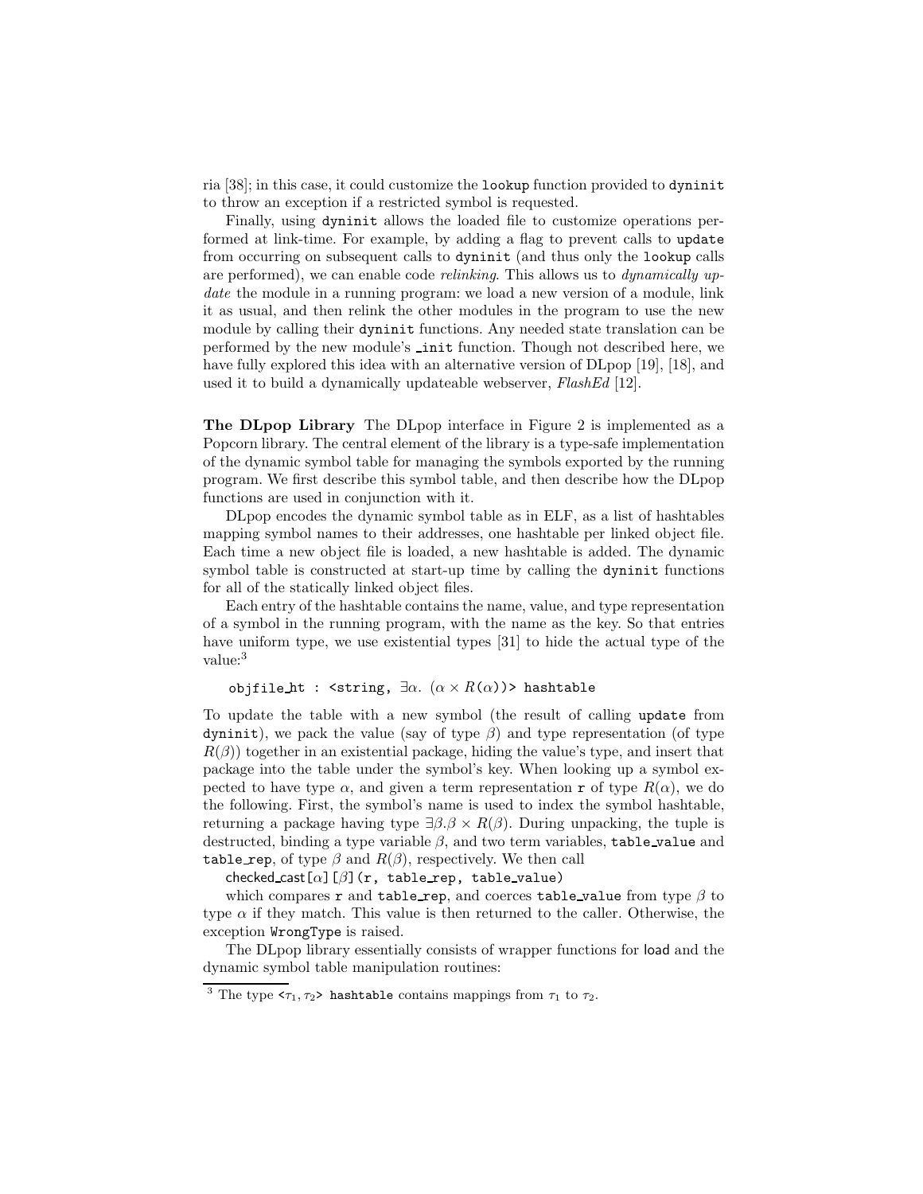ria [38]; in this case, it could customize the `lookup` function provided to `dyninit` to throw an exception if a restricted symbol is requested.

Finally, using `dyninit` allows the loaded file to customize operations performed at link-time. For example, by adding a flag to prevent calls to `update` from occurring on subsequent calls to `dyninit` (and thus only the `lookup` calls are performed), we can enable code *relinking*. This allows us to *dynamically update* the module in a running program: we load a new version of a module, link it as usual, and then relink the other modules in the program to use the new module by calling their `dyninit` functions. Any needed state translation can be performed by the new module's `_init` function. Though not described here, we have fully explored this idea with an alternative version of DLpop [19], [18], and used it to build a dynamically updateable webserver, *FlashEd* [12].

**The DLpop Library** The DLpop interface in Figure 2 is implemented as a Popcorn library. The central element of the library is a type-safe implementation of the dynamic symbol table for managing the symbols exported by the running program. We first describe this symbol table, and then describe how the DLpop functions are used in conjunction with it.

DLpop encodes the dynamic symbol table as in ELF, as a list of hashtables mapping symbol names to their addresses, one hashtable per linked object file. Each time a new object file is loaded, a new hashtable is added. The dynamic symbol table is constructed at start-up time by calling the `dyninit` functions for all of the statically linked object files.

Each entry of the hashtable contains the name, value, and type representation of a symbol in the running program, with the name as the key. So that entries have uniform type, we use existential types [31] to hide the actual type of the value:[3]

`objfile_ht : <string,` $\exists\alpha.\ (\alpha \times R(\alpha))$`> hashtable`

To update the table with a new symbol (the result of calling `update` from `dyninit`), we pack the value (say of type $\beta$) and type representation (of type $R(\beta)$) together in an existential package, hiding the value's type, and insert that package into the table under the symbol's key. When looking up a symbol expected to have type $\alpha$, and given a term representation `r` of type $R(\alpha)$, we do the following. First, the symbol's name is used to index the symbol hashtable, returning a package having type $\exists\beta.\beta \times R(\beta)$. During unpacking, the tuple is destructed, binding a type variable $\beta$, and two term variables, `table_value` and `table_rep`, of type $\beta$ and $R(\beta)$, respectively. We then call

checked_cast[$\alpha$][$\beta$]`(r, table_rep, table_value)`

which compares `r` and `table_rep`, and coerces `table_value` from type $\beta$ to type $\alpha$ if they match. This value is then returned to the caller. Otherwise, the exception `WrongType` is raised.

The DLpop library essentially consists of wrapper functions for load and the dynamic symbol table manipulation routines:

[3] The type `<`$\tau_1, \tau_2$`> hashtable` contains mappings from $\tau_1$ to $\tau_2$.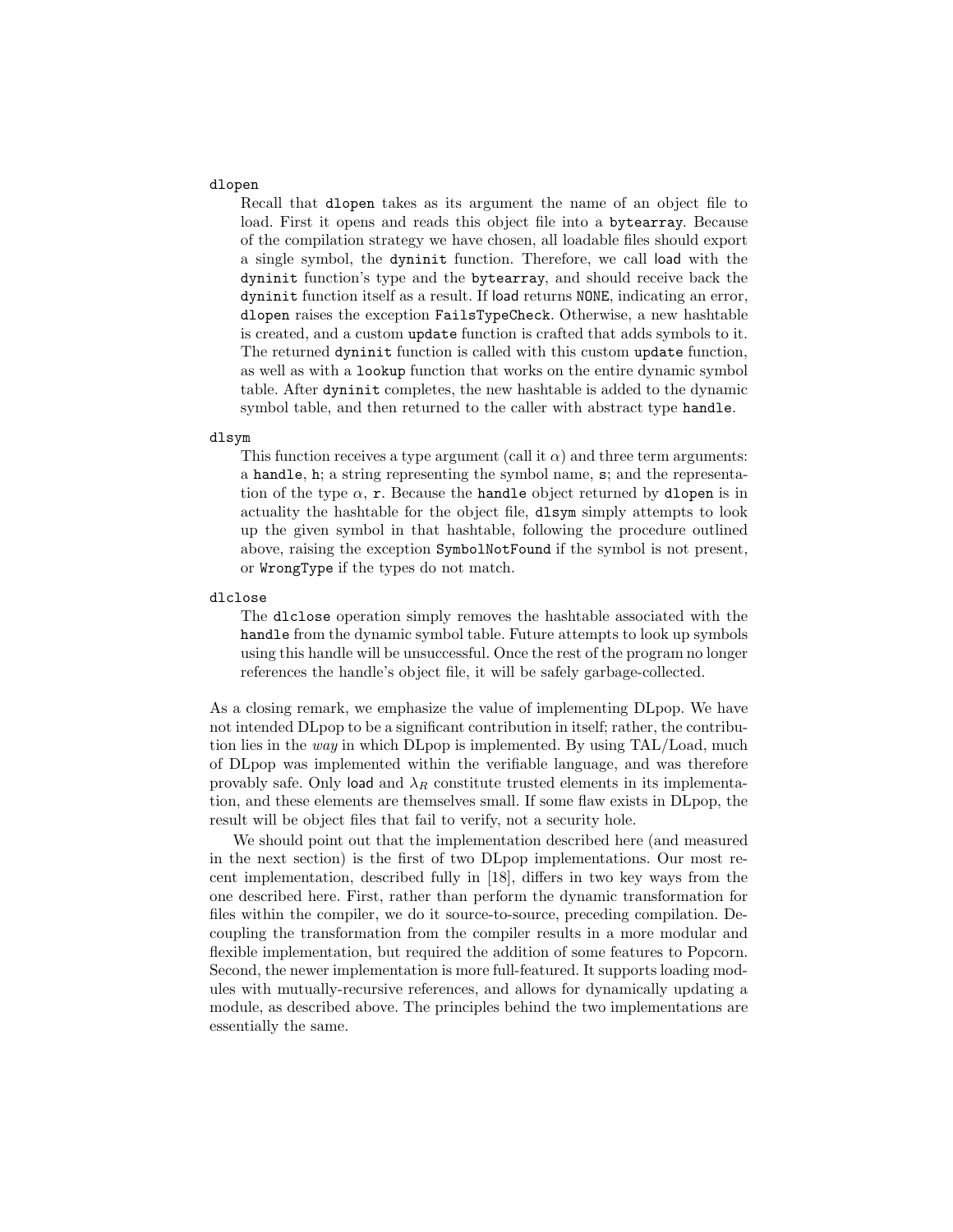`dlopen`

Recall that `dlopen` takes as its argument the name of an object file to load. First it opens and reads this object file into a `bytearray`. Because of the compilation strategy we have chosen, all loadable files should export a single symbol, the `dyninit` function. Therefore, we call load with the `dyninit` function's type and the `bytearray`, and should receive back the `dyninit` function itself as a result. If load returns `NONE`, indicating an error, `dlopen` raises the exception `FailsTypeCheck`. Otherwise, a new hashtable is created, and a custom `update` function is crafted that adds symbols to it. The returned `dyninit` function is called with this custom `update` function, as well as with a `lookup` function that works on the entire dynamic symbol table. After `dyninit` completes, the new hashtable is added to the dynamic symbol table, and then returned to the caller with abstract type `handle`.

`dlsym`

This function receives a type argument (call it $\alpha$) and three term arguments: a `handle`, `h`; a string representing the symbol name, `s`; and the representation of the type $\alpha$, `r`. Because the `handle` object returned by `dlopen` is in actuality the hashtable for the object file, `dlsym` simply attempts to look up the given symbol in that hashtable, following the procedure outlined above, raising the exception `SymbolNotFound` if the symbol is not present, or `WrongType` if the types do not match.

`dlclose`

The `dlclose` operation simply removes the hashtable associated with the `handle` from the dynamic symbol table. Future attempts to look up symbols using this handle will be unsuccessful. Once the rest of the program no longer references the handle's object file, it will be safely garbage-collected.

As a closing remark, we emphasize the value of implementing DLpop. We have not intended DLpop to be a significant contribution in itself; rather, the contribution lies in the *way* in which DLpop is implemented. By using TAL/Load, much of DLpop was implemented within the verifiable language, and was therefore provably safe. Only load and $\lambda_R$ constitute trusted elements in its implementation, and these elements are themselves small. If some flaw exists in DLpop, the result will be object files that fail to verify, not a security hole.

We should point out that the implementation described here (and measured in the next section) is the first of two DLpop implementations. Our most recent implementation, described fully in [18], differs in two key ways from the one described here. First, rather than perform the dynamic transformation for files within the compiler, we do it source-to-source, preceding compilation. Decoupling the transformation from the compiler results in a more modular and flexible implementation, but required the addition of some features to Popcorn. Second, the newer implementation is more full-featured. It supports loading modules with mutually-recursive references, and allows for dynamically updating a module, as described above. The principles behind the two implementations are essentially the same.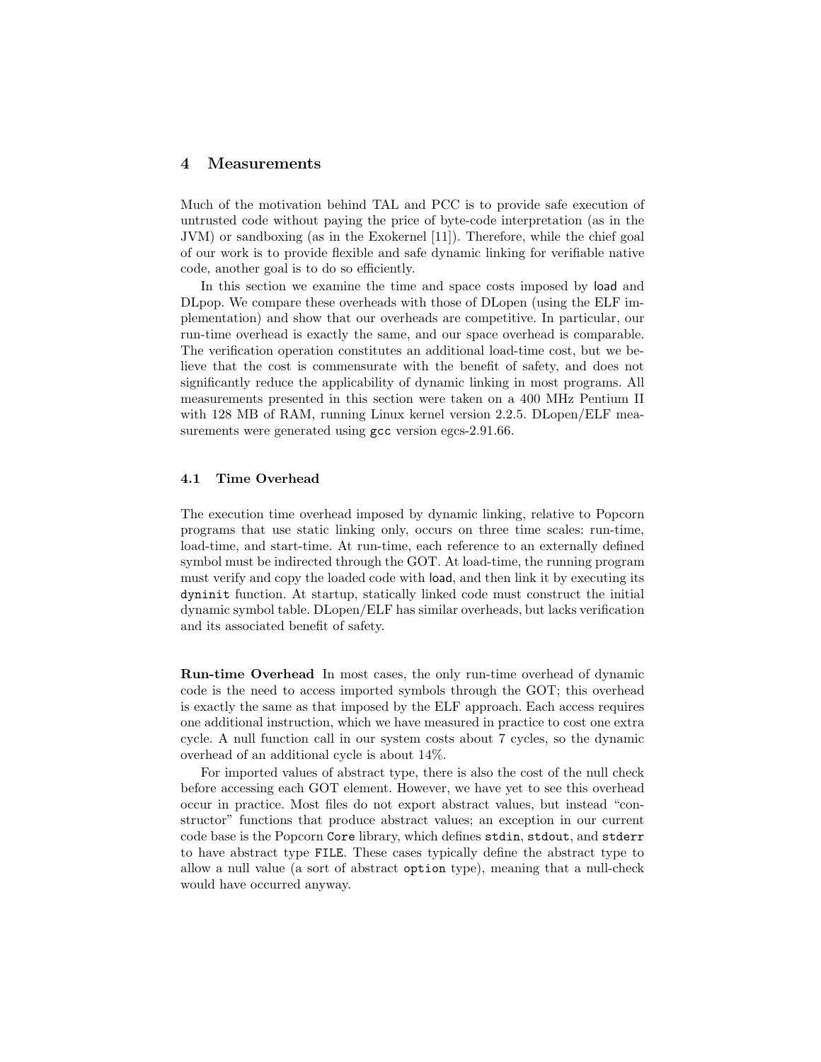## 4 Measurements

Much of the motivation behind TAL and PCC is to provide safe execution of untrusted code without paying the price of byte-code interpretation (as in the JVM) or sandboxing (as in the Exokernel [11]). Therefore, while the chief goal of our work is to provide flexible and safe dynamic linking for verifiable native code, another goal is to do so efficiently.

In this section we examine the time and space costs imposed by `load` and DLpop. We compare these overheads with those of DLopen (using the ELF implementation) and show that our overheads are competitive. In particular, our run-time overhead is exactly the same, and our space overhead is comparable. The verification operation constitutes an additional load-time cost, but we believe that the cost is commensurate with the benefit of safety, and does not significantly reduce the applicability of dynamic linking in most programs. All measurements presented in this section were taken on a 400 MHz Pentium II with 128 MB of RAM, running Linux kernel version 2.2.5. DLopen/ELF measurements were generated using `gcc` version egcs-2.91.66.

### 4.1 Time Overhead

The execution time overhead imposed by dynamic linking, relative to Popcorn programs that use static linking only, occurs on three time scales: run-time, load-time, and start-time. At run-time, each reference to an externally defined symbol must be indirected through the GOT. At load-time, the running program must verify and copy the loaded code with `load`, and then link it by executing its `dyninit` function. At startup, statically linked code must construct the initial dynamic symbol table. DLopen/ELF has similar overheads, but lacks verification and its associated benefit of safety.

**Run-time Overhead** In most cases, the only run-time overhead of dynamic code is the need to access imported symbols through the GOT; this overhead is exactly the same as that imposed by the ELF approach. Each access requires one additional instruction, which we have measured in practice to cost one extra cycle. A null function call in our system costs about 7 cycles, so the dynamic overhead of an additional cycle is about 14%.

For imported values of abstract type, there is also the cost of the null check before accessing each GOT element. However, we have yet to see this overhead occur in practice. Most files do not export abstract values, but instead "constructor" functions that produce abstract values; an exception in our current code base is the Popcorn `Core` library, which defines `stdin`, `stdout`, and `stderr` to have abstract type `FILE`. These cases typically define the abstract type to allow a null value (a sort of abstract `option` type), meaning that a null-check would have occurred anyway.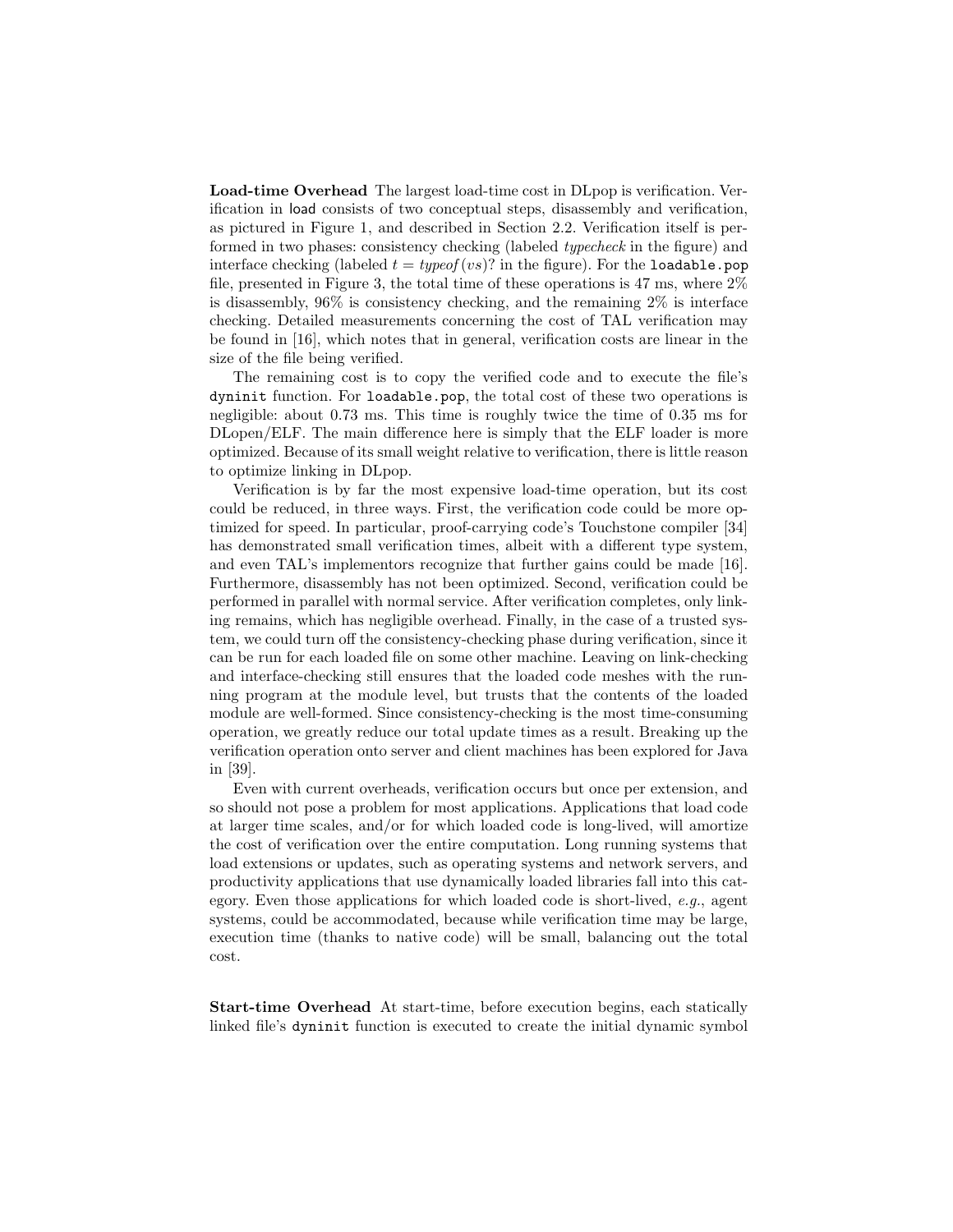**Load-time Overhead** The largest load-time cost in DLpop is verification. Verification in load consists of two conceptual steps, disassembly and verification, as pictured in Figure 1, and described in Section 2.2. Verification itself is performed in two phases: consistency checking (labeled *typecheck* in the figure) and interface checking (labeled $t = typeof(vs)$? in the figure). For the `loadable.pop` file, presented in Figure 3, the total time of these operations is 47 ms, where 2% is disassembly, 96% is consistency checking, and the remaining 2% is interface checking. Detailed measurements concerning the cost of TAL verification may be found in [16], which notes that in general, verification costs are linear in the size of the file being verified.

The remaining cost is to copy the verified code and to execute the file's `dyninit` function. For `loadable.pop`, the total cost of these two operations is negligible: about 0.73 ms. This time is roughly twice the time of 0.35 ms for DLopen/ELF. The main difference here is simply that the ELF loader is more optimized. Because of its small weight relative to verification, there is little reason to optimize linking in DLpop.

Verification is by far the most expensive load-time operation, but its cost could be reduced, in three ways. First, the verification code could be more optimized for speed. In particular, proof-carrying code's Touchstone compiler [34] has demonstrated small verification times, albeit with a different type system, and even TAL's implementors recognize that further gains could be made [16]. Furthermore, disassembly has not been optimized. Second, verification could be performed in parallel with normal service. After verification completes, only linking remains, which has negligible overhead. Finally, in the case of a trusted system, we could turn off the consistency-checking phase during verification, since it can be run for each loaded file on some other machine. Leaving on link-checking and interface-checking still ensures that the loaded code meshes with the running program at the module level, but trusts that the contents of the loaded module are well-formed. Since consistency-checking is the most time-consuming operation, we greatly reduce our total update times as a result. Breaking up the verification operation onto server and client machines has been explored for Java in [39].

Even with current overheads, verification occurs but once per extension, and so should not pose a problem for most applications. Applications that load code at larger time scales, and/or for which loaded code is long-lived, will amortize the cost of verification over the entire computation. Long running systems that load extensions or updates, such as operating systems and network servers, and productivity applications that use dynamically loaded libraries fall into this category. Even those applications for which loaded code is short-lived, *e.g.*, agent systems, could be accommodated, because while verification time may be large, execution time (thanks to native code) will be small, balancing out the total cost.

**Start-time Overhead** At start-time, before execution begins, each statically linked file's `dyninit` function is executed to create the initial dynamic symbol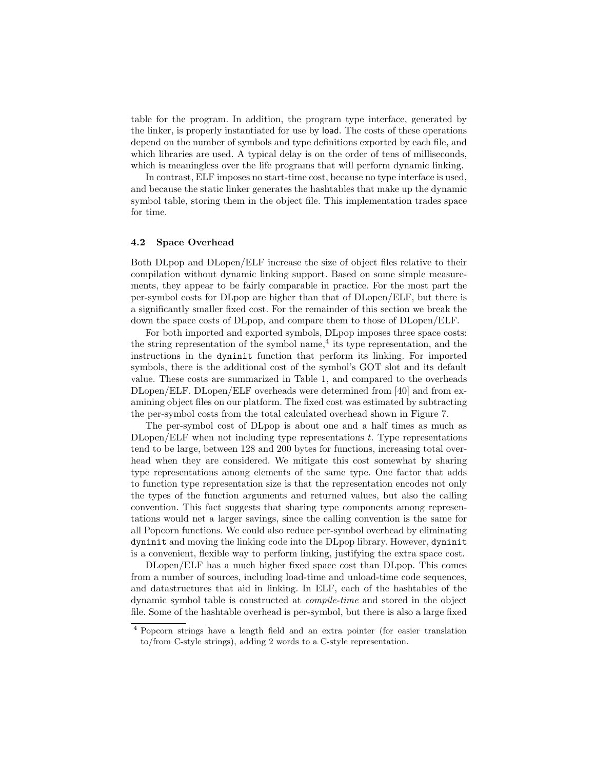table for the program. In addition, the program type interface, generated by the linker, is properly instantiated for use by load. The costs of these operations depend on the number of symbols and type definitions exported by each file, and which libraries are used. A typical delay is on the order of tens of milliseconds, which is meaningless over the life programs that will perform dynamic linking.

In contrast, ELF imposes no start-time cost, because no type interface is used, and because the static linker generates the hashtables that make up the dynamic symbol table, storing them in the object file. This implementation trades space for time.

### 4.2 Space Overhead

Both DLpop and DLopen/ELF increase the size of object files relative to their compilation without dynamic linking support. Based on some simple measurements, they appear to be fairly comparable in practice. For the most part the per-symbol costs for DLpop are higher than that of DLopen/ELF, but there is a significantly smaller fixed cost. For the remainder of this section we break the down the space costs of DLpop, and compare them to those of DLopen/ELF.

For both imported and exported symbols, DLpop imposes three space costs: the string representation of the symbol name,[4] its type representation, and the instructions in the `dyninit` function that perform its linking. For imported symbols, there is the additional cost of the symbol's GOT slot and its default value. These costs are summarized in Table 1, and compared to the overheads DLopen/ELF. DLopen/ELF overheads were determined from [40] and from examining object files on our platform. The fixed cost was estimated by subtracting the per-symbol costs from the total calculated overhead shown in Figure 7.

The per-symbol cost of DLpop is about one and a half times as much as DLopen/ELF when not including type representations $t$. Type representations tend to be large, between 128 and 200 bytes for functions, increasing total overhead when they are considered. We mitigate this cost somewhat by sharing type representations among elements of the same type. One factor that adds to function type representation size is that the representation encodes not only the types of the function arguments and returned values, but also the calling convention. This fact suggests that sharing type components among representations would net a larger savings, since the calling convention is the same for all Popcorn functions. We could also reduce per-symbol overhead by eliminating `dyninit` and moving the linking code into the DLpop library. However, `dyninit` is a convenient, flexible way to perform linking, justifying the extra space cost.

DLopen/ELF has a much higher fixed space cost than DLpop. This comes from a number of sources, including load-time and unload-time code sequences, and datastructures that aid in linking. In ELF, each of the hashtables of the dynamic symbol table is constructed at *compile-time* and stored in the object file. Some of the hashtable overhead is per-symbol, but there is also a large fixed

[4] Popcorn strings have a length field and an extra pointer (for easier translation to/from C-style strings), adding 2 words to a C-style representation.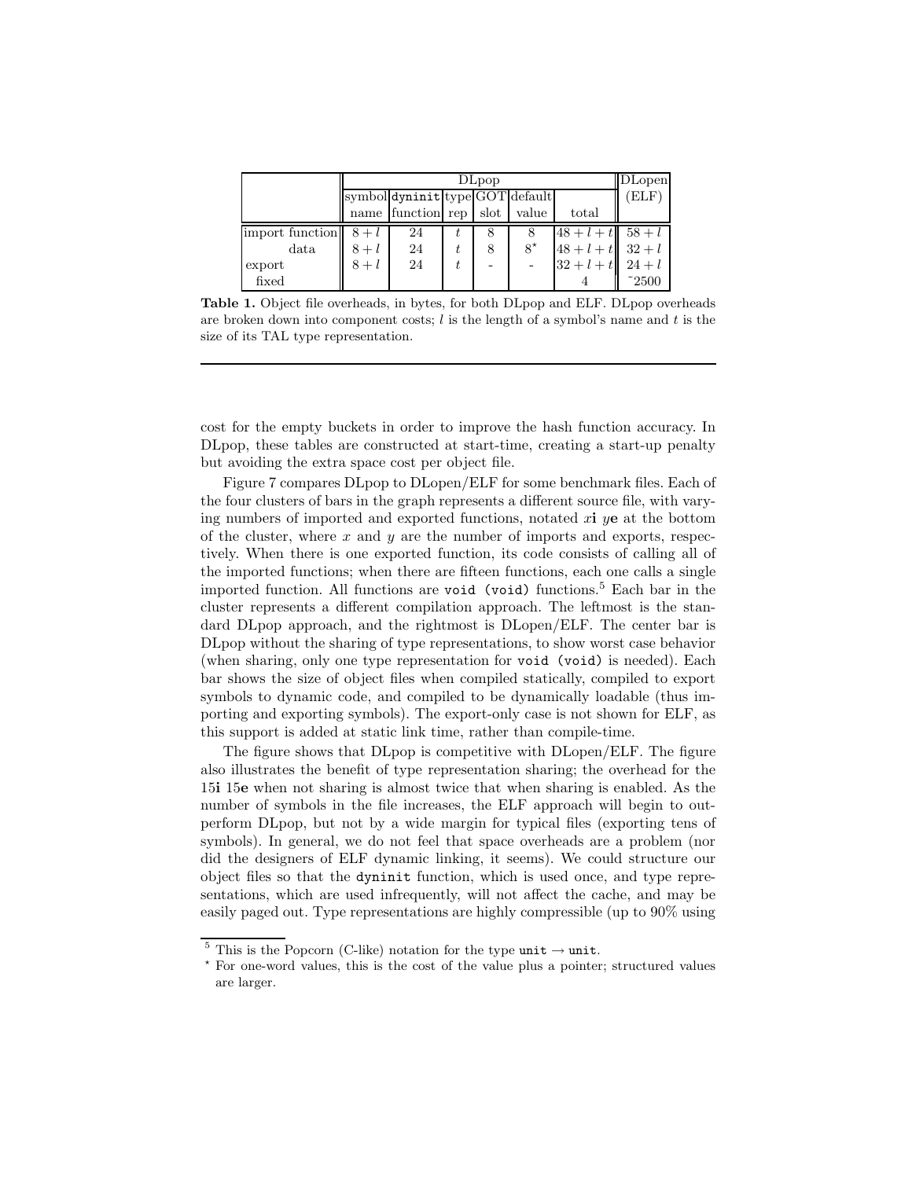| | DLpop | | | | | | DLopen |
|---|---|---|---|---|---|---|---|
| | symbol name | `dyninit` function | type rep | GOT slot | default value | total | (ELF) |
| import function | $8+l$ | 24 | $t$ | 8 | 8 | $48+l+t$ | $58+l$ |
| data | $8+l$ | 24 | $t$ | 8 | $8^{\star}$ | $48+l+t$ | $32+l$ |
| export | $8+l$ | 24 | $t$ | - | - | $32+l+t$ | $24+l$ |
| fixed | | | | | | 4 | ~2500 |

**Table 1.** Object file overheads, in bytes, for both DLpop and ELF. DLpop overheads are broken down into component costs; $l$ is the length of a symbol's name and $t$ is the size of its TAL type representation.

---

cost for the empty buckets in order to improve the hash function accuracy. In DLpop, these tables are constructed at start-time, creating a start-up penalty but avoiding the extra space cost per object file.

Figure 7 compares DLpop to DLopen/ELF for some benchmark files. Each of the four clusters of bars in the graph represents a different source file, with varying numbers of imported and exported functions, notated $x$**i** $y$**e** at the bottom of the cluster, where $x$ and $y$ are the number of imports and exports, respectively. When there is one exported function, its code consists of calling all of the imported functions; when there are fifteen functions, each one calls a single imported function. All functions are `void (void)` functions.[5] Each bar in the cluster represents a different compilation approach. The leftmost is the standard DLpop approach, and the rightmost is DLopen/ELF. The center bar is DLpop without the sharing of type representations, to show worst case behavior (when sharing, only one type representation for `void (void)` is needed). Each bar shows the size of object files when compiled statically, compiled to export symbols to dynamic code, and compiled to be dynamically loadable (thus importing and exporting symbols). The export-only case is not shown for ELF, as this support is added at static link time, rather than compile-time.

The figure shows that DLpop is competitive with DLopen/ELF. The figure also illustrates the benefit of type representation sharing; the overhead for the 15**i** 15**e** when not sharing is almost twice that when sharing is enabled. As the number of symbols in the file increases, the ELF approach will begin to outperform DLpop, but not by a wide margin for typical files (exporting tens of symbols). In general, we do not feel that space overheads are a problem (nor did the designers of ELF dynamic linking, it seems). We could structure our object files so that the `dyninit` function, which is used once, and type representations, which are used infrequently, will not affect the cache, and may be easily paged out. Type representations are highly compressible (up to 90% using

[5] This is the Popcorn (C-like) notation for the type `unit` → `unit`.

[⋆] For one-word values, this is the cost of the value plus a pointer; structured values are larger.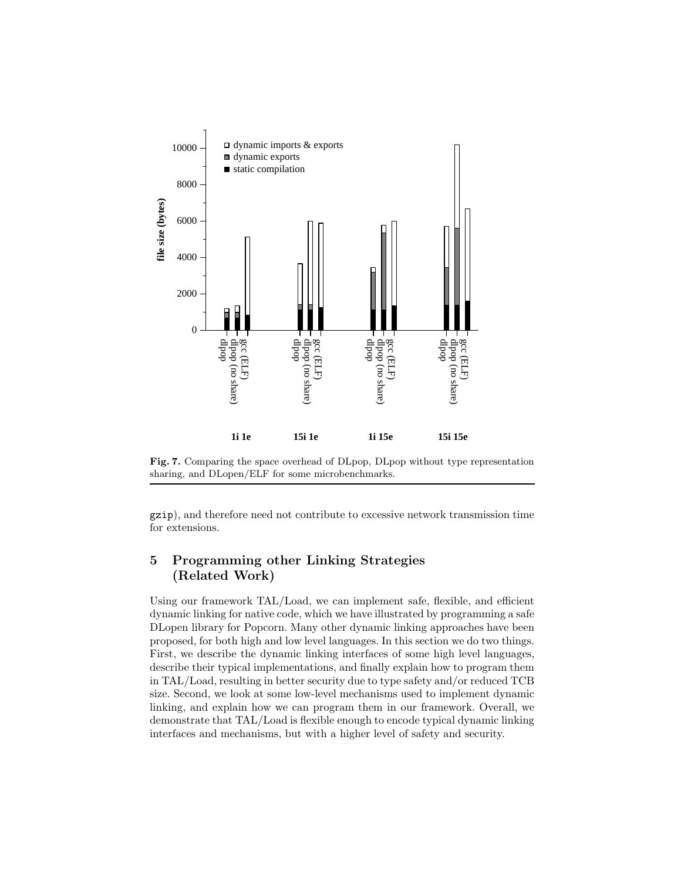**Fig. 7.** Comparing the space overhead of DLpop, DLpop without type representation sharing, and DLopen/ELF for some microbenchmarks.

gzip), and therefore need not contribute to excessive network transmission time for extensions.

## 5 Programming other Linking Strategies (Related Work)

Using our framework TAL/Load, we can implement safe, flexible, and efficient dynamic linking for native code, which we have illustrated by programming a safe DLopen library for Popcorn. Many other dynamic linking approaches have been proposed, for both high and low level languages. In this section we do two things. First, we describe the dynamic linking interfaces of some high level languages, describe their typical implementations, and finally explain how to program them in TAL/Load, resulting in better security due to type safety and/or reduced TCB size. Second, we look at some low-level mechanisms used to implement dynamic linking, and explain how we can program them in our framework. Overall, we demonstrate that TAL/Load is flexible enough to encode typical dynamic linking interfaces and mechanisms, but with a higher level of safety and security.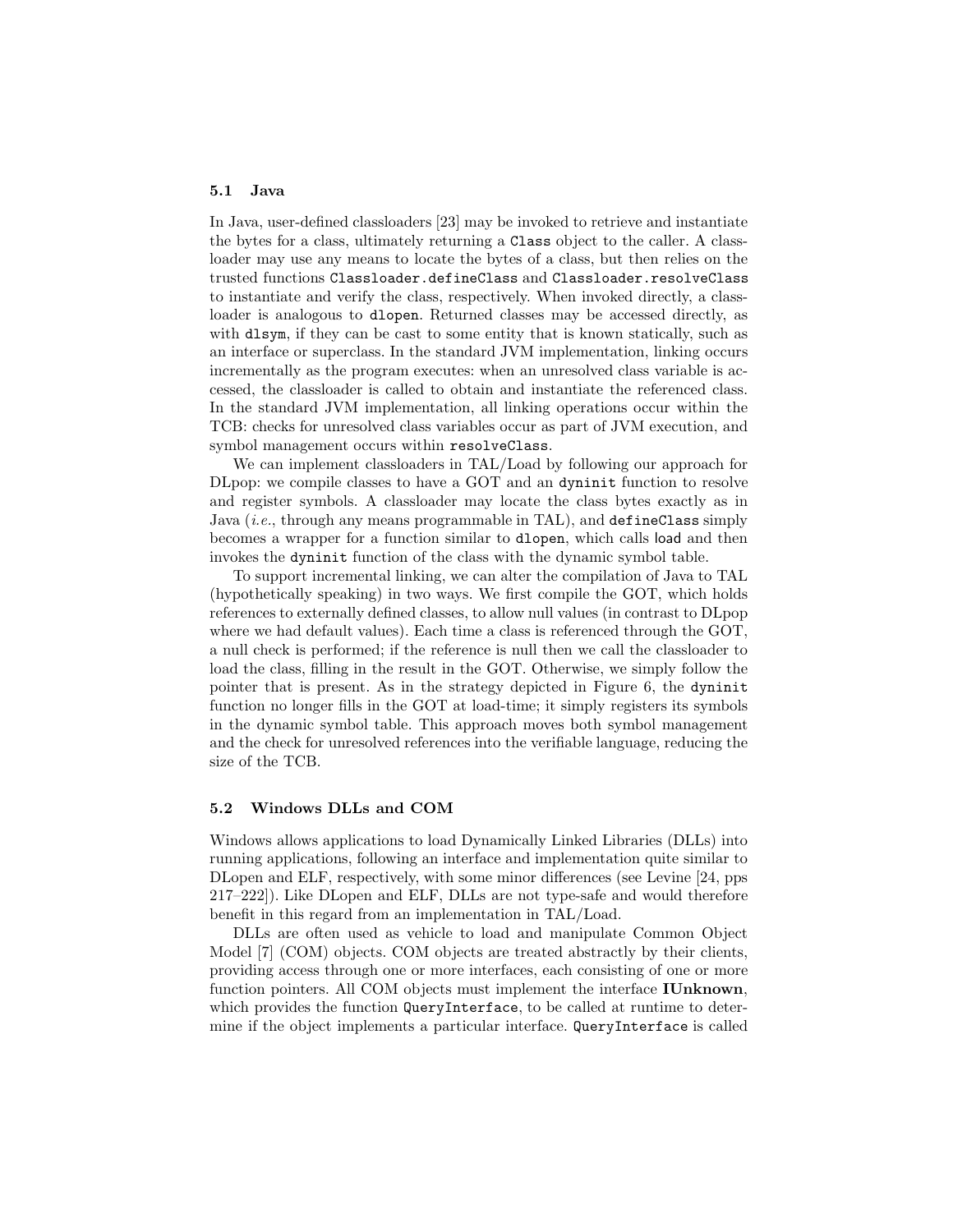### 5.1 Java

In Java, user-defined classloaders [23] may be invoked to retrieve and instantiate the bytes for a class, ultimately returning a `Class` object to the caller. A classloader may use any means to locate the bytes of a class, but then relies on the trusted functions `Classloader.defineClass` and `Classloader.resolveClass` to instantiate and verify the class, respectively. When invoked directly, a classloader is analogous to `dlopen`. Returned classes may be accessed directly, as with `dlsym`, if they can be cast to some entity that is known statically, such as an interface or superclass. In the standard JVM implementation, linking occurs incrementally as the program executes: when an unresolved class variable is accessed, the classloader is called to obtain and instantiate the referenced class. In the standard JVM implementation, all linking operations occur within the TCB: checks for unresolved class variables occur as part of JVM execution, and symbol management occurs within `resolveClass`.

We can implement classloaders in TAL/Load by following our approach for DLpop: we compile classes to have a GOT and an `dyninit` function to resolve and register symbols. A classloader may locate the class bytes exactly as in Java (*i.e.*, through any means programmable in TAL), and `defineClass` simply becomes a wrapper for a function similar to `dlopen`, which calls `load` and then invokes the `dyninit` function of the class with the dynamic symbol table.

To support incremental linking, we can alter the compilation of Java to TAL (hypothetically speaking) in two ways. We first compile the GOT, which holds references to externally defined classes, to allow null values (in contrast to DLpop where we had default values). Each time a class is referenced through the GOT, a null check is performed; if the reference is null then we call the classloader to load the class, filling in the result in the GOT. Otherwise, we simply follow the pointer that is present. As in the strategy depicted in Figure 6, the `dyninit` function no longer fills in the GOT at load-time; it simply registers its symbols in the dynamic symbol table. This approach moves both symbol management and the check for unresolved references into the verifiable language, reducing the size of the TCB.

### 5.2 Windows DLLs and COM

Windows allows applications to load Dynamically Linked Libraries (DLLs) into running applications, following an interface and implementation quite similar to DLopen and ELF, respectively, with some minor differences (see Levine [24, pps 217–222]). Like DLopen and ELF, DLLs are not type-safe and would therefore benefit in this regard from an implementation in TAL/Load.

DLLs are often used as vehicle to load and manipulate Common Object Model [7] (COM) objects. COM objects are treated abstractly by their clients, providing access through one or more interfaces, each consisting of one or more function pointers. All COM objects must implement the interface **IUnknown**, which provides the function `QueryInterface`, to be called at runtime to determine if the object implements a particular interface. `QueryInterface` is called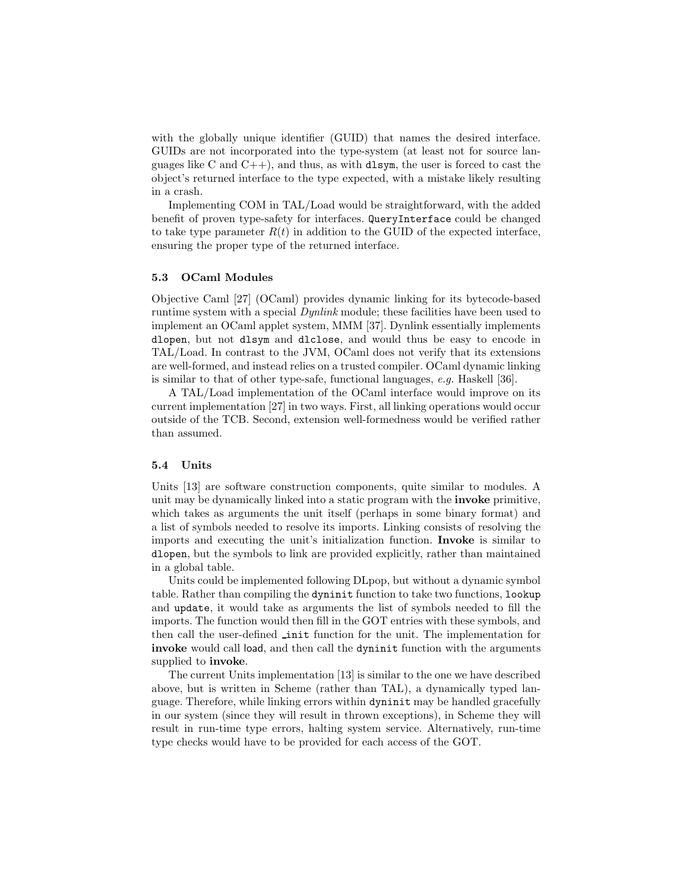with the globally unique identifier (GUID) that names the desired interface. GUIDs are not incorporated into the type-system (at least not for source languages like C and C++), and thus, as with `dlsym`, the user is forced to cast the object's returned interface to the type expected, with a mistake likely resulting in a crash.

Implementing COM in TAL/Load would be straightforward, with the added benefit of proven type-safety for interfaces. `QueryInterface` could be changed to take type parameter $R(t)$ in addition to the GUID of the expected interface, ensuring the proper type of the returned interface.

### 5.3 OCaml Modules

Objective Caml [27] (OCaml) provides dynamic linking for its bytecode-based runtime system with a special *Dynlink* module; these facilities have been used to implement an OCaml applet system, MMM [37]. Dynlink essentially implements `dlopen`, but not `dlsym` and `dlclose`, and would thus be easy to encode in TAL/Load. In contrast to the JVM, OCaml does not verify that its extensions are well-formed, and instead relies on a trusted compiler. OCaml dynamic linking is similar to that of other type-safe, functional languages, *e.g.* Haskell [36].

A TAL/Load implementation of the OCaml interface would improve on its current implementation [27] in two ways. First, all linking operations would occur outside of the TCB. Second, extension well-formedness would be verified rather than assumed.

### 5.4 Units

Units [13] are software construction components, quite similar to modules. A unit may be dynamically linked into a static program with the **invoke** primitive, which takes as arguments the unit itself (perhaps in some binary format) and a list of symbols needed to resolve its imports. Linking consists of resolving the imports and executing the unit's initialization function. **Invoke** is similar to `dlopen`, but the symbols to link are provided explicitly, rather than maintained in a global table.

Units could be implemented following DLpop, but without a dynamic symbol table. Rather than compiling the `dyninit` function to take two functions, `lookup` and `update`, it would take as arguments the list of symbols needed to fill the imports. The function would then fill in the GOT entries with these symbols, and then call the user-defined `_init` function for the unit. The implementation for **invoke** would call `load`, and then call the `dyninit` function with the arguments supplied to **invoke**.

The current Units implementation [13] is similar to the one we have described above, but is written in Scheme (rather than TAL), a dynamically typed language. Therefore, while linking errors within `dyninit` may be handled gracefully in our system (since they will result in thrown exceptions), in Scheme they will result in run-time type errors, halting system service. Alternatively, run-time type checks would have to be provided for each access of the GOT.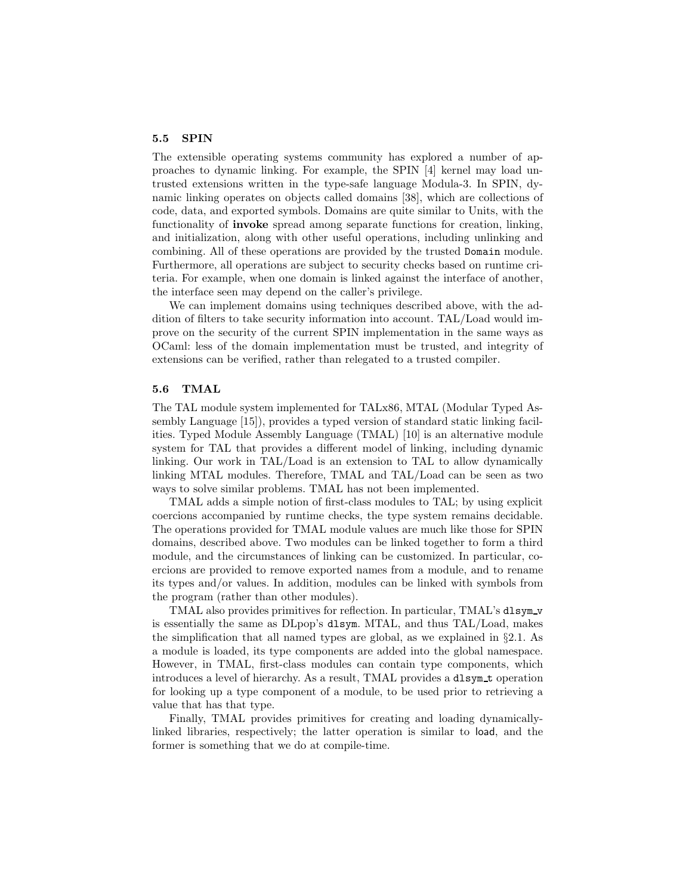### 5.5 SPIN

The extensible operating systems community has explored a number of approaches to dynamic linking. For example, the SPIN [4] kernel may load untrusted extensions written in the type-safe language Modula-3. In SPIN, dynamic linking operates on objects called domains [38], which are collections of code, data, and exported symbols. Domains are quite similar to Units, with the functionality of **invoke** spread among separate functions for creation, linking, and initialization, along with other useful operations, including unlinking and combining. All of these operations are provided by the trusted `Domain` module. Furthermore, all operations are subject to security checks based on runtime criteria. For example, when one domain is linked against the interface of another, the interface seen may depend on the caller's privilege.

We can implement domains using techniques described above, with the addition of filters to take security information into account. TAL/Load would improve on the security of the current SPIN implementation in the same ways as OCaml: less of the domain implementation must be trusted, and integrity of extensions can be verified, rather than relegated to a trusted compiler.

### 5.6 TMAL

The TAL module system implemented for TALx86, MTAL (Modular Typed Assembly Language [15]), provides a typed version of standard static linking facilities. Typed Module Assembly Language (TMAL) [10] is an alternative module system for TAL that provides a different model of linking, including dynamic linking. Our work in TAL/Load is an extension to TAL to allow dynamically linking MTAL modules. Therefore, TMAL and TAL/Load can be seen as two ways to solve similar problems. TMAL has not been implemented.

TMAL adds a simple notion of first-class modules to TAL; by using explicit coercions accompanied by runtime checks, the type system remains decidable. The operations provided for TMAL module values are much like those for SPIN domains, described above. Two modules can be linked together to form a third module, and the circumstances of linking can be customized. In particular, coercions are provided to remove exported names from a module, and to rename its types and/or values. In addition, modules can be linked with symbols from the program (rather than other modules).

TMAL also provides primitives for reflection. In particular, TMAL's `dlsym_v` is essentially the same as DLpop's `dlsym`. MTAL, and thus TAL/Load, makes the simplification that all named types are global, as we explained in §2.1. As a module is loaded, its type components are added into the global namespace. However, in TMAL, first-class modules can contain type components, which introduces a level of hierarchy. As a result, TMAL provides a `dlsym_t` operation for looking up a type component of a module, to be used prior to retrieving a value that has that type.

Finally, TMAL provides primitives for creating and loading dynamically-linked libraries, respectively; the latter operation is similar to `load`, and the former is something that we do at compile-time.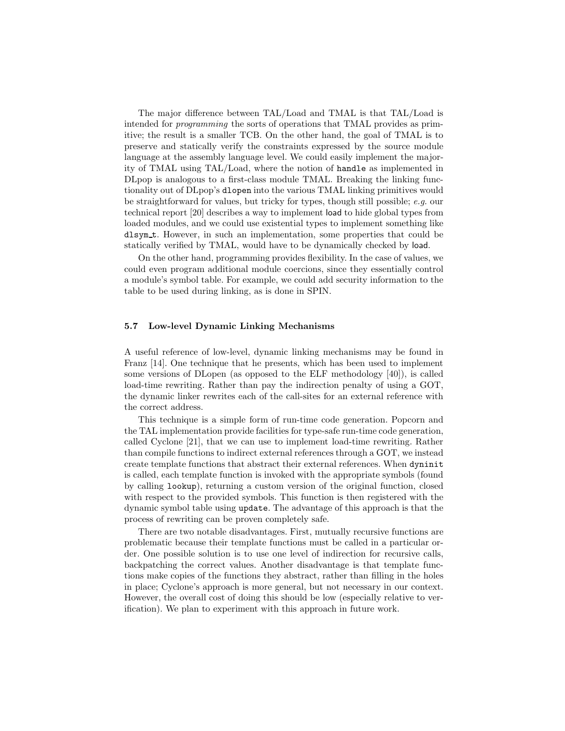The major difference between TAL/Load and TMAL is that TAL/Load is intended for *programming* the sorts of operations that TMAL provides as primitive; the result is a smaller TCB. On the other hand, the goal of TMAL is to preserve and statically verify the constraints expressed by the source module language at the assembly language level. We could easily implement the majority of TMAL using TAL/Load, where the notion of `handle` as implemented in DLpop is analogous to a first-class module TMAL. Breaking the linking functionality out of DLpop's `dlopen` into the various TMAL linking primitives would be straightforward for values, but tricky for types, though still possible; *e.g.* our technical report [20] describes a way to implement load to hide global types from loaded modules, and we could use existential types to implement something like `dlsym_t`. However, in such an implementation, some properties that could be statically verified by TMAL, would have to be dynamically checked by load.

On the other hand, programming provides flexibility. In the case of values, we could even program additional module coercions, since they essentially control a module's symbol table. For example, we could add security information to the table to be used during linking, as is done in SPIN.

### 5.7 Low-level Dynamic Linking Mechanisms

A useful reference of low-level, dynamic linking mechanisms may be found in Franz [14]. One technique that he presents, which has been used to implement some versions of DLopen (as opposed to the ELF methodology [40]), is called load-time rewriting. Rather than pay the indirection penalty of using a GOT, the dynamic linker rewrites each of the call-sites for an external reference with the correct address.

This technique is a simple form of run-time code generation. Popcorn and the TAL implementation provide facilities for type-safe run-time code generation, called Cyclone [21], that we can use to implement load-time rewriting. Rather than compile functions to indirect external references through a GOT, we instead create template functions that abstract their external references. When `dyninit` is called, each template function is invoked with the appropriate symbols (found by calling `lookup`), returning a custom version of the original function, closed with respect to the provided symbols. This function is then registered with the dynamic symbol table using `update`. The advantage of this approach is that the process of rewriting can be proven completely safe.

There are two notable disadvantages. First, mutually recursive functions are problematic because their template functions must be called in a particular order. One possible solution is to use one level of indirection for recursive calls, backpatching the correct values. Another disadvantage is that template functions make copies of the functions they abstract, rather than filling in the holes in place; Cyclone's approach is more general, but not necessary in our context. However, the overall cost of doing this should be low (especially relative to verification). We plan to experiment with this approach in future work.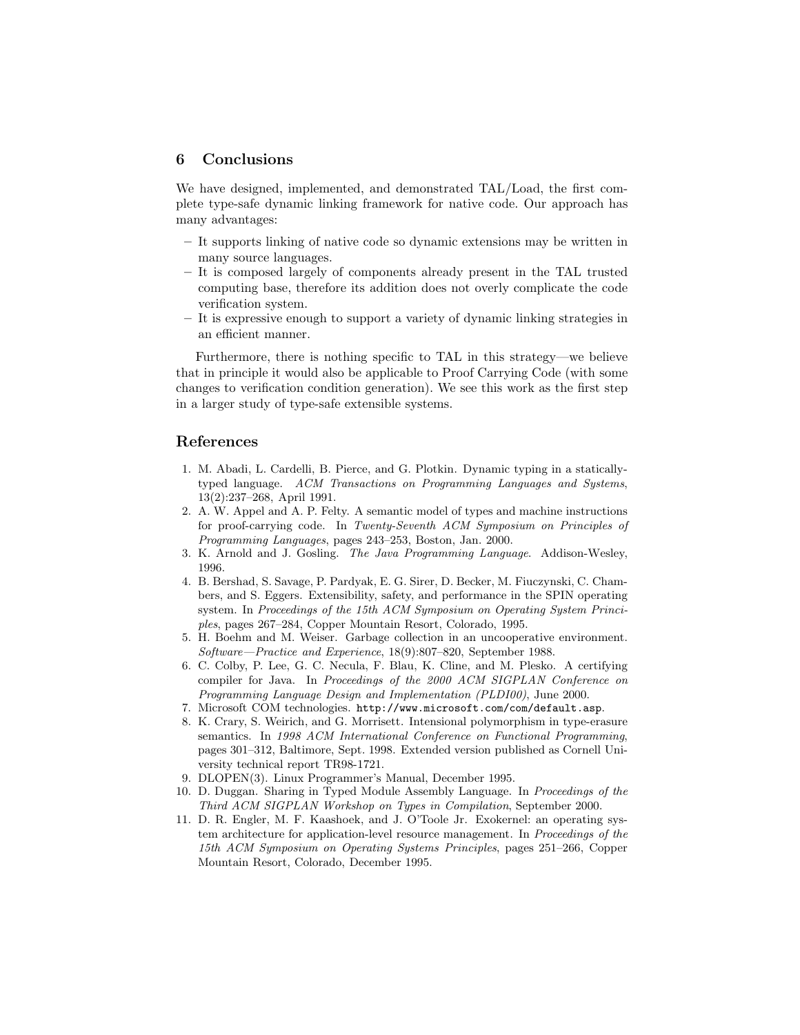## 6 Conclusions

We have designed, implemented, and demonstrated TAL/Load, the first complete type-safe dynamic linking framework for native code. Our approach has many advantages:

- It supports linking of native code so dynamic extensions may be written in many source languages.
- It is composed largely of components already present in the TAL trusted computing base, therefore its addition does not overly complicate the code verification system.
- It is expressive enough to support a variety of dynamic linking strategies in an efficient manner.

Furthermore, there is nothing specific to TAL in this strategy—we believe that in principle it would also be applicable to Proof Carrying Code (with some changes to verification condition generation). We see this work as the first step in a larger study of type-safe extensible systems.

## References

1. M. Abadi, L. Cardelli, B. Pierce, and G. Plotkin. Dynamic typing in a statically-typed language. *ACM Transactions on Programming Languages and Systems*, 13(2):237–268, April 1991.
2. A. W. Appel and A. P. Felty. A semantic model of types and machine instructions for proof-carrying code. In *Twenty-Seventh ACM Symposium on Principles of Programming Languages*, pages 243–253, Boston, Jan. 2000.
3. K. Arnold and J. Gosling. *The Java Programming Language*. Addison-Wesley, 1996.
4. B. Bershad, S. Savage, P. Pardyak, E. G. Sirer, D. Becker, M. Fiuczynski, C. Chambers, and S. Eggers. Extensibility, safety, and performance in the SPIN operating system. In *Proceedings of the 15th ACM Symposium on Operating System Principles*, pages 267–284, Copper Mountain Resort, Colorado, 1995.
5. H. Boehm and M. Weiser. Garbage collection in an uncooperative environment. *Software—Practice and Experience*, 18(9):807–820, September 1988.
6. C. Colby, P. Lee, G. C. Necula, F. Blau, K. Cline, and M. Plesko. A certifying compiler for Java. In *Proceedings of the 2000 ACM SIGPLAN Conference on Programming Language Design and Implementation (PLDI00)*, June 2000.
7. Microsoft COM technologies. `http://www.microsoft.com/com/default.asp`.
8. K. Crary, S. Weirich, and G. Morrisett. Intensional polymorphism in type-erasure semantics. In *1998 ACM International Conference on Functional Programming*, pages 301–312, Baltimore, Sept. 1998. Extended version published as Cornell University technical report TR98-1721.
9. DLOPEN(3). Linux Programmer's Manual, December 1995.
10. D. Duggan. Sharing in Typed Module Assembly Language. In *Proceedings of the Third ACM SIGPLAN Workshop on Types in Compilation*, September 2000.
11. D. R. Engler, M. F. Kaashoek, and J. O'Toole Jr. Exokernel: an operating system architecture for application-level resource management. In *Proceedings of the 15th ACM Symposium on Operating Systems Principles*, pages 251–266, Copper Mountain Resort, Colorado, December 1995.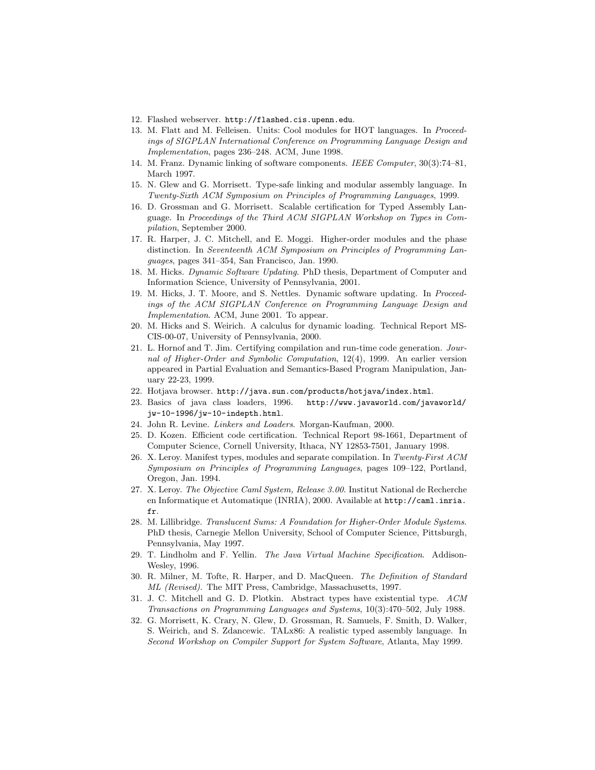12. Flashed webserver. `http://flashed.cis.upenn.edu`.
13. M. Flatt and M. Felleisen. Units: Cool modules for HOT languages. In *Proceedings of SIGPLAN International Conference on Programming Language Design and Implementation*, pages 236–248. ACM, June 1998.
14. M. Franz. Dynamic linking of software components. *IEEE Computer*, 30(3):74–81, March 1997.
15. N. Glew and G. Morrisett. Type-safe linking and modular assembly language. In *Twenty-Sixth ACM Symposium on Principles of Programming Languages*, 1999.
16. D. Grossman and G. Morrisett. Scalable certification for Typed Assembly Language. In *Proceedings of the Third ACM SIGPLAN Workshop on Types in Compilation*, September 2000.
17. R. Harper, J. C. Mitchell, and E. Moggi. Higher-order modules and the phase distinction. In *Seventeenth ACM Symposium on Principles of Programming Languages*, pages 341–354, San Francisco, Jan. 1990.
18. M. Hicks. *Dynamic Software Updating*. PhD thesis, Department of Computer and Information Science, University of Pennsylvania, 2001.
19. M. Hicks, J. T. Moore, and S. Nettles. Dynamic software updating. In *Proceedings of the ACM SIGPLAN Conference on Programming Language Design and Implementation*. ACM, June 2001. To appear.
20. M. Hicks and S. Weirich. A calculus for dynamic loading. Technical Report MS-CIS-00-07, University of Pennsylvania, 2000.
21. L. Hornof and T. Jim. Certifying compilation and run-time code generation. *Journal of Higher-Order and Symbolic Computation*, 12(4), 1999. An earlier version appeared in Partial Evaluation and Semantics-Based Program Manipulation, January 22-23, 1999.
22. Hotjava browser. `http://java.sun.com/products/hotjava/index.html`.
23. Basics of java class loaders, 1996. `http://www.javaworld.com/javaworld/jw-10-1996/jw-10-indepth.html`.
24. John R. Levine. *Linkers and Loaders*. Morgan-Kaufman, 2000.
25. D. Kozen. Efficient code certification. Technical Report 98-1661, Department of Computer Science, Cornell University, Ithaca, NY 12853-7501, January 1998.
26. X. Leroy. Manifest types, modules and separate compilation. In *Twenty-First ACM Symposium on Principles of Programming Languages*, pages 109–122, Portland, Oregon, Jan. 1994.
27. X. Leroy. *The Objective Caml System, Release 3.00*. Institut National de Recherche en Informatique et Automatique (INRIA), 2000. Available at `http://caml.inria.fr`.
28. M. Lillibridge. *Translucent Sums: A Foundation for Higher-Order Module Systems*. PhD thesis, Carnegie Mellon University, School of Computer Science, Pittsburgh, Pennsylvania, May 1997.
29. T. Lindholm and F. Yellin. *The Java Virtual Machine Specification*. Addison-Wesley, 1996.
30. R. Milner, M. Tofte, R. Harper, and D. MacQueen. *The Definition of Standard ML (Revised)*. The MIT Press, Cambridge, Massachusetts, 1997.
31. J. C. Mitchell and G. D. Plotkin. Abstract types have existential type. *ACM Transactions on Programming Languages and Systems*, 10(3):470–502, July 1988.
32. G. Morrisett, K. Crary, N. Glew, D. Grossman, R. Samuels, F. Smith, D. Walker, S. Weirich, and S. Zdancewic. TALx86: A realistic typed assembly language. In *Second Workshop on Compiler Support for System Software*, Atlanta, May 1999.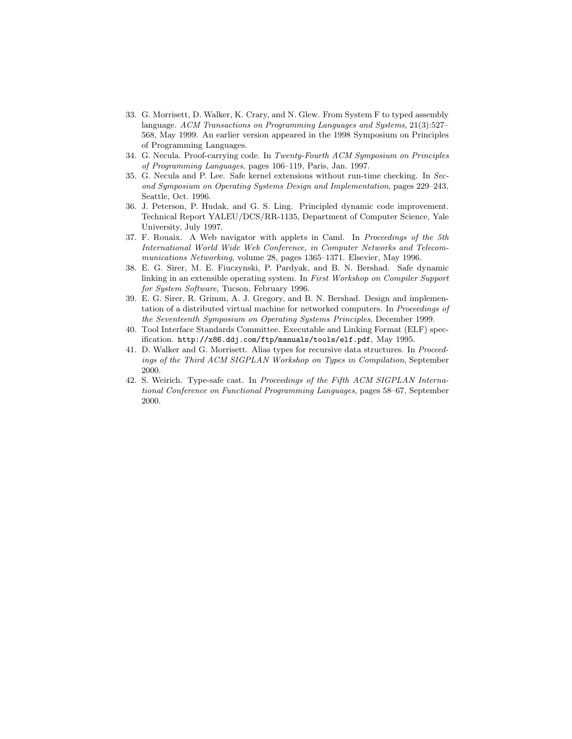33. G. Morrisett, D. Walker, K. Crary, and N. Glew. From System F to typed assembly language. *ACM Transactions on Programming Languages and Systems*, 21(3):527–568, May 1999. An earlier version appeared in the 1998 Symposium on Principles of Programming Languages.
34. G. Necula. Proof-carrying code. In *Twenty-Fourth ACM Symposium on Principles of Programming Languages*, pages 106–119, Paris, Jan. 1997.
35. G. Necula and P. Lee. Safe kernel extensions without run-time checking. In *Second Symposium on Operating Systems Design and Implementation*, pages 229–243, Seattle, Oct. 1996.
36. J. Peterson, P. Hudak, and G. S. Ling. Principled dynamic code improvement. Technical Report YALEU/DCS/RR-1135, Department of Computer Science, Yale University, July 1997.
37. F. Rouaix. A Web navigator with applets in Caml. In *Proceedings of the 5th International World Wide Web Conference, in Computer Networks and Telecommunications Networking*, volume 28, pages 1365–1371. Elsevier, May 1996.
38. E. G. Sirer, M. E. Fiuczynski, P. Pardyak, and B. N. Bershad. Safe dynamic linking in an extensible operating system. In *First Workshop on Compiler Support for System Software*, Tucson, February 1996.
39. E. G. Sirer, R. Grimm, A. J. Gregory, and B. N. Bershad. Design and implementation of a distributed virtual machine for networked computers. In *Proceedings of the Seventeenth Symposium on Operating Systems Principles*, December 1999.
40. Tool Interface Standards Committee. Executable and Linking Format (ELF) specification. `http://x86.ddj.com/ftp/manuals/tools/elf.pdf`, May 1995.
41. D. Walker and G. Morrisett. Alias types for recursive data structures. In *Proceedings of the Third ACM SIGPLAN Workshop on Types in Compilation*, September 2000.
42. S. Weirich. Type-safe cast. In *Proceedings of the Fifth ACM SIGPLAN International Conference on Functional Programming Languages*, pages 58–67, September 2000.